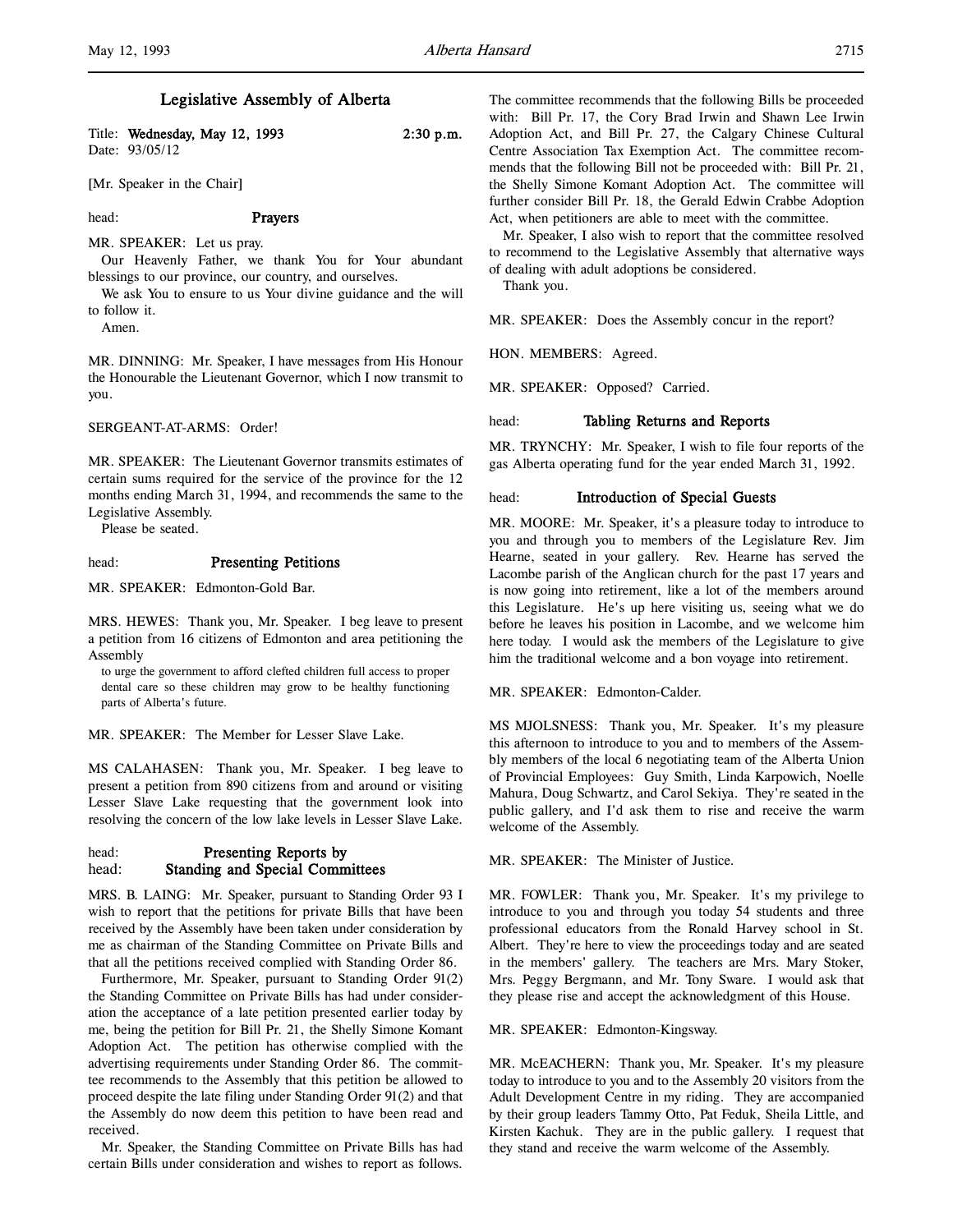# Legislative Assembly of Alberta

Title: **Wednesday, May 12, 1993** **2:30 p.m.**
Date: 93/05/12

[Mr. Speaker in the Chair]

head: **Prayers**

MR. SPEAKER: Let us pray.

Our Heavenly Father, we thank You for Your abundant blessings to our province, our country, and ourselves.

We ask You to ensure to us Your divine guidance and the will to follow it.

Amen.

MR. DINNING: Mr. Speaker, I have messages from His Honour the Honourable the Lieutenant Governor, which I now transmit to you.

SERGEANT-AT-ARMS: Order!

MR. SPEAKER: The Lieutenant Governor transmits estimates of certain sums required for the service of the province for the 12 months ending March 31, 1994, and recommends the same to the Legislative Assembly.

Please be seated.

head: **Presenting Petitions**

MR. SPEAKER: Edmonton-Gold Bar.

MRS. HEWES: Thank you, Mr. Speaker. I beg leave to present a petition from 16 citizens of Edmonton and area petitioning the Assembly

> to urge the government to afford clefted children full access to proper dental care so these children may grow to be healthy functioning parts of Alberta's future.

MR. SPEAKER: The Member for Lesser Slave Lake.

MS CALAHASEN: Thank you, Mr. Speaker. I beg leave to present a petition from 890 citizens from and around or visiting Lesser Slave Lake requesting that the government look into resolving the concern of the low lake levels in Lesser Slave Lake.

head: **Presenting Reports by**
head: **Standing and Special Committees**

MRS. B. LAING: Mr. Speaker, pursuant to Standing Order 93 I wish to report that the petitions for private Bills that have been received by the Assembly have been taken under consideration by me as chairman of the Standing Committee on Private Bills and that all the petitions received complied with Standing Order 86.

Furthermore, Mr. Speaker, pursuant to Standing Order 91(2) the Standing Committee on Private Bills has had under consideration the acceptance of a late petition presented earlier today by me, being the petition for Bill Pr. 21, the Shelly Simone Komant Adoption Act. The petition has otherwise complied with the advertising requirements under Standing Order 86. The committee recommends to the Assembly that this petition be allowed to proceed despite the late filing under Standing Order 91(2) and that the Assembly do now deem this petition to have been read and received.

Mr. Speaker, the Standing Committee on Private Bills has had certain Bills under consideration and wishes to report as follows. The committee recommends that the following Bills be proceeded with: Bill Pr. 17, the Cory Brad Irwin and Shawn Lee Irwin Adoption Act, and Bill Pr. 27, the Calgary Chinese Cultural Centre Association Tax Exemption Act. The committee recommends that the following Bill not be proceeded with: Bill Pr. 21, the Shelly Simone Komant Adoption Act. The committee will further consider Bill Pr. 18, the Gerald Edwin Crabbe Adoption Act, when petitioners are able to meet with the committee.

Mr. Speaker, I also wish to report that the committee resolved to recommend to the Legislative Assembly that alternative ways of dealing with adult adoptions be considered.

Thank you.

MR. SPEAKER: Does the Assembly concur in the report?

HON. MEMBERS: Agreed.

MR. SPEAKER: Opposed? Carried.

head: **Tabling Returns and Reports**

MR. TRYNCHY: Mr. Speaker, I wish to file four reports of the gas Alberta operating fund for the year ended March 31, 1992.

head: **Introduction of Special Guests**

MR. MOORE: Mr. Speaker, it's a pleasure today to introduce to you and through you to members of the Legislature Rev. Jim Hearne, seated in your gallery. Rev. Hearne has served the Lacombe parish of the Anglican church for the past 17 years and is now going into retirement, like a lot of the members around this Legislature. He's up here visiting us, seeing what we do before he leaves his position in Lacombe, and we welcome him here today. I would ask the members of the Legislature to give him the traditional welcome and a bon voyage into retirement.

MR. SPEAKER: Edmonton-Calder.

MS MJOLSNESS: Thank you, Mr. Speaker. It's my pleasure this afternoon to introduce to you and to members of the Assembly members of the local 6 negotiating team of the Alberta Union of Provincial Employees: Guy Smith, Linda Karpowich, Noelle Mahura, Doug Schwartz, and Carol Sekiya. They're seated in the public gallery, and I'd ask them to rise and receive the warm welcome of the Assembly.

MR. SPEAKER: The Minister of Justice.

MR. FOWLER: Thank you, Mr. Speaker. It's my privilege to introduce to you and through you today 54 students and three professional educators from the Ronald Harvey school in St. Albert. They're here to view the proceedings today and are seated in the members' gallery. The teachers are Mrs. Mary Stoker, Mrs. Peggy Bergmann, and Mr. Tony Sware. I would ask that they please rise and accept the acknowledgment of this House.

MR. SPEAKER: Edmonton-Kingsway.

MR. McEACHERN: Thank you, Mr. Speaker. It's my pleasure today to introduce to you and to the Assembly 20 visitors from the Adult Development Centre in my riding. They are accompanied by their group leaders Tammy Otto, Pat Feduk, Sheila Little, and Kirsten Kachuk. They are in the public gallery. I request that they stand and receive the warm welcome of the Assembly.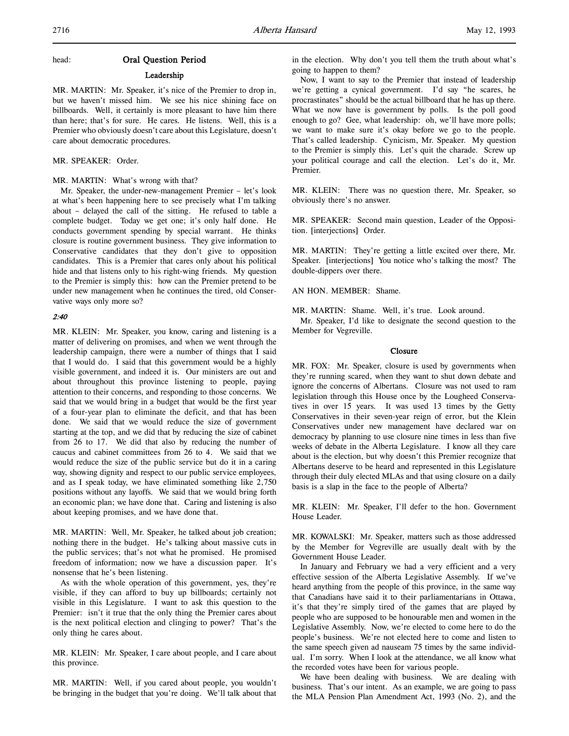head: **Oral Question Period**

## Leadership

MR. MARTIN: Mr. Speaker, it's nice of the Premier to drop in, but we haven't missed him. We see his nice shining face on billboards. Well, it certainly is more pleasant to have him there than here; that's for sure. He cares. He listens. Well, this is a Premier who obviously doesn't care about this Legislature, doesn't care about democratic procedures.

MR. SPEAKER: Order.

MR. MARTIN: What's wrong with that?

Mr. Speaker, the under-new-management Premier – let's look at what's been happening here to see precisely what I'm talking about – delayed the call of the sitting. He refused to table a complete budget. Today we get one; it's only half done. He conducts government spending by special warrant. He thinks closure is routine government business. They give information to Conservative candidates that they don't give to opposition candidates. This is a Premier that cares only about his political hide and that listens only to his right-wing friends. My question to the Premier is simply this: how can the Premier pretend to be under new management when he continues the tired, old Conservative ways only more so?

*2:40*

MR. KLEIN: Mr. Speaker, you know, caring and listening is a matter of delivering on promises, and when we went through the leadership campaign, there were a number of things that I said that I would do. I said that this government would be a highly visible government, and indeed it is. Our ministers are out and about throughout this province listening to people, paying attention to their concerns, and responding to those concerns. We said that we would bring in a budget that would be the first year of a four-year plan to eliminate the deficit, and that has been done. We said that we would reduce the size of government starting at the top, and we did that by reducing the size of cabinet from 26 to 17. We did that also by reducing the number of caucus and cabinet committees from 26 to 4. We said that we would reduce the size of the public service but do it in a caring way, showing dignity and respect to our public service employees, and as I speak today, we have eliminated something like 2,750 positions without any layoffs. We said that we would bring forth an economic plan; we have done that. Caring and listening is also about keeping promises, and we have done that.

MR. MARTIN: Well, Mr. Speaker, he talked about job creation; nothing there in the budget. He's talking about massive cuts in the public services; that's not what he promised. He promised freedom of information; now we have a discussion paper. It's nonsense that he's been listening.

As with the whole operation of this government, yes, they're visible, if they can afford to buy up billboards; certainly not visible in this Legislature. I want to ask this question to the Premier: isn't it true that the only thing the Premier cares about is the next political election and clinging to power? That's the only thing he cares about.

MR. KLEIN: Mr. Speaker, I care about people, and I care about this province.

MR. MARTIN: Well, if you cared about people, you wouldn't be bringing in the budget that you're doing. We'll talk about that in the election. Why don't you tell them the truth about what's going to happen to them?

Now, I want to say to the Premier that instead of leadership we're getting a cynical government. I'd say "he scares, he procrastinates" should be the actual billboard that he has up there. What we now have is government by polls. Is the poll good enough to go? Gee, what leadership: oh, we'll have more polls; we want to make sure it's okay before we go to the people. That's called leadership. Cynicism, Mr. Speaker. My question to the Premier is simply this. Let's quit the charade. Screw up your political courage and call the election. Let's do it, Mr. Premier.

MR. KLEIN: There was no question there, Mr. Speaker, so obviously there's no answer.

MR. SPEAKER: Second main question, Leader of the Opposition. [interjections] Order.

MR. MARTIN: They're getting a little excited over there, Mr. Speaker. [interjections] You notice who's talking the most? The double-dippers over there.

AN HON. MEMBER: Shame.

MR. MARTIN: Shame. Well, it's true. Look around.

Mr. Speaker, I'd like to designate the second question to the Member for Vegreville.

## Closure

MR. FOX: Mr. Speaker, closure is used by governments when they're running scared, when they want to shut down debate and ignore the concerns of Albertans. Closure was not used to ram legislation through this House once by the Lougheed Conservatives in over 15 years. It was used 13 times by the Getty Conservatives in their seven-year reign of error, but the Klein Conservatives under new management have declared war on democracy by planning to use closure nine times in less than five weeks of debate in the Alberta Legislature. I know all they care about is the election, but why doesn't this Premier recognize that Albertans deserve to be heard and represented in this Legislature through their duly elected MLAs and that using closure on a daily basis is a slap in the face to the people of Alberta?

MR. KLEIN: Mr. Speaker, I'll defer to the hon. Government House Leader.

MR. KOWALSKI: Mr. Speaker, matters such as those addressed by the Member for Vegreville are usually dealt with by the Government House Leader.

In January and February we had a very efficient and a very effective session of the Alberta Legislative Assembly. If we've heard anything from the people of this province, in the same way that Canadians have said it to their parliamentarians in Ottawa, it's that they're simply tired of the games that are played by people who are supposed to be honourable men and women in the Legislative Assembly. Now, we're elected to come here to do the people's business. We're not elected here to come and listen to the same speech given ad nauseam 75 times by the same individual. I'm sorry. When I look at the attendance, we all know what the recorded votes have been for various people.

We have been dealing with business. We are dealing with business. That's our intent. As an example, we are going to pass the MLA Pension Plan Amendment Act, 1993 (No. 2), and the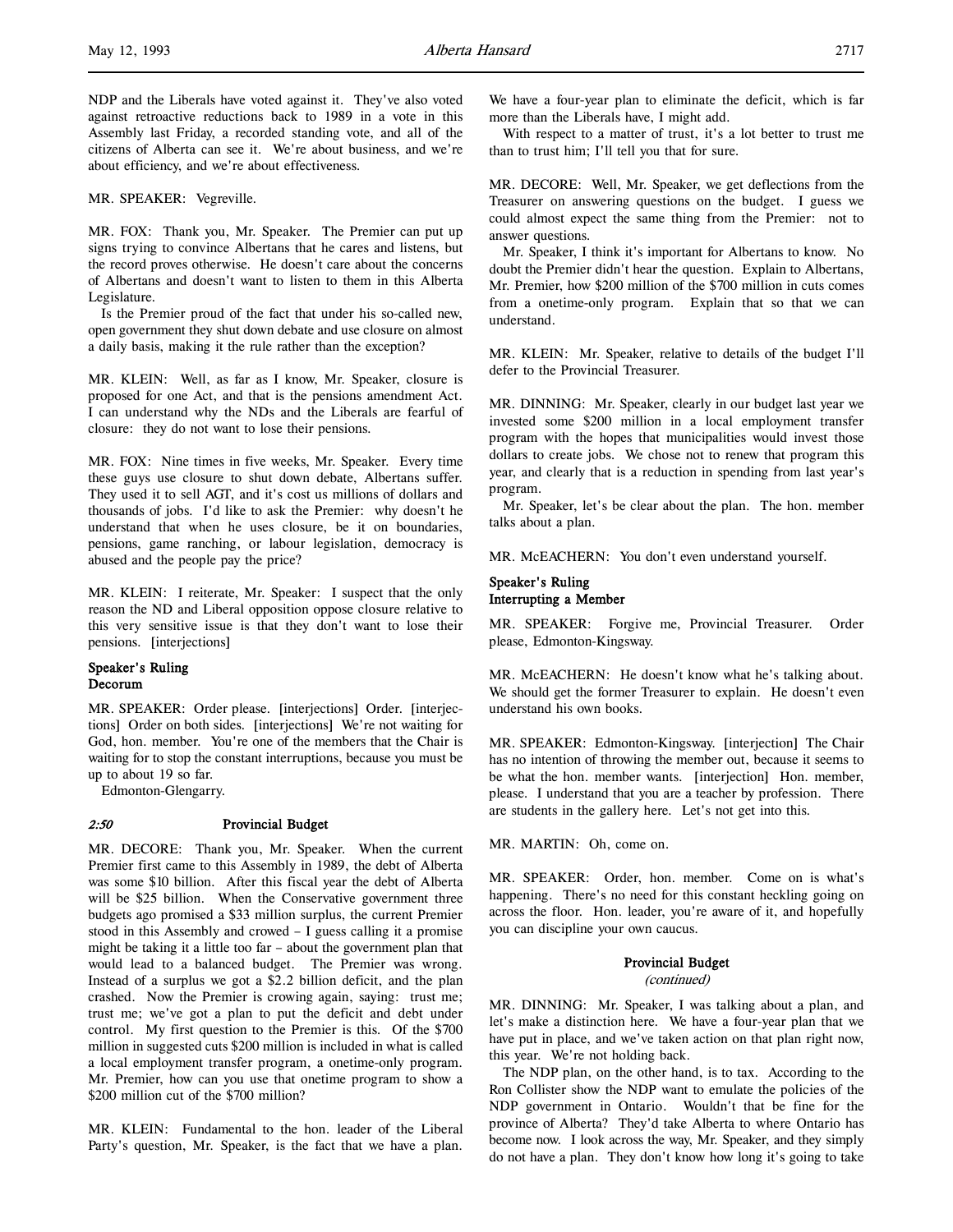NDP and the Liberals have voted against it. They've also voted against retroactive reductions back to 1989 in a vote in this Assembly last Friday, a recorded standing vote, and all of the citizens of Alberta can see it. We're about business, and we're about efficiency, and we're about effectiveness.

MR. SPEAKER: Vegreville.

MR. FOX: Thank you, Mr. Speaker. The Premier can put up signs trying to convince Albertans that he cares and listens, but the record proves otherwise. He doesn't care about the concerns of Albertans and doesn't want to listen to them in this Alberta Legislature.

Is the Premier proud of the fact that under his so-called new, open government they shut down debate and use closure on almost a daily basis, making it the rule rather than the exception?

MR. KLEIN: Well, as far as I know, Mr. Speaker, closure is proposed for one Act, and that is the pensions amendment Act. I can understand why the NDs and the Liberals are fearful of closure: they do not want to lose their pensions.

MR. FOX: Nine times in five weeks, Mr. Speaker. Every time these guys use closure to shut down debate, Albertans suffer. They used it to sell AGT, and it's cost us millions of dollars and thousands of jobs. I'd like to ask the Premier: why doesn't he understand that when he uses closure, be it on boundaries, pensions, game ranching, or labour legislation, democracy is abused and the people pay the price?

MR. KLEIN: I reiterate, Mr. Speaker: I suspect that the only reason the ND and Liberal opposition oppose closure relative to this very sensitive issue is that they don't want to lose their pensions. [interjections]

**Speaker's Ruling**
**Decorum**

MR. SPEAKER: Order please. [interjections] Order. [interjections] Order on both sides. [interjections] We're not waiting for God, hon. member. You're one of the members that the Chair is waiting for to stop the constant interruptions, because you must be up to about 19 so far.

Edmonton-Glengarry.

### *2:50* Provincial Budget

MR. DECORE: Thank you, Mr. Speaker. When the current Premier first came to this Assembly in 1989, the debt of Alberta was some $10 billion. After this fiscal year the debt of Alberta will be $25 billion. When the Conservative government three budgets ago promised a $33 million surplus, the current Premier stood in this Assembly and crowed – I guess calling it a promise might be taking it a little too far – about the government plan that would lead to a balanced budget. The Premier was wrong. Instead of a surplus we got a $2.2 billion deficit, and the plan crashed. Now the Premier is crowing again, saying: trust me; trust me; we've got a plan to put the deficit and debt under control. My first question to the Premier is this. Of the $700 million in suggested cuts $200 million is included in what is called a local employment transfer program, a onetime-only program. Mr. Premier, how can you use that onetime program to show a $200 million cut of the $700 million?

MR. KLEIN: Fundamental to the hon. leader of the Liberal Party's question, Mr. Speaker, is the fact that we have a plan. We have a four-year plan to eliminate the deficit, which is far more than the Liberals have, I might add.

With respect to a matter of trust, it's a lot better to trust me than to trust him; I'll tell you that for sure.

MR. DECORE: Well, Mr. Speaker, we get deflections from the Treasurer on answering questions on the budget. I guess we could almost expect the same thing from the Premier: not to answer questions.

Mr. Speaker, I think it's important for Albertans to know. No doubt the Premier didn't hear the question. Explain to Albertans, Mr. Premier, how $200 million of the $700 million in cuts comes from a onetime-only program. Explain that so that we can understand.

MR. KLEIN: Mr. Speaker, relative to details of the budget I'll defer to the Provincial Treasurer.

MR. DINNING: Mr. Speaker, clearly in our budget last year we invested some $200 million in a local employment transfer program with the hopes that municipalities would invest those dollars to create jobs. We chose not to renew that program this year, and clearly that is a reduction in spending from last year's program.

Mr. Speaker, let's be clear about the plan. The hon. member talks about a plan.

MR. McEACHERN: You don't even understand yourself.

**Speaker's Ruling**
**Interrupting a Member**

MR. SPEAKER: Forgive me, Provincial Treasurer. Order please, Edmonton-Kingsway.

MR. McEACHERN: He doesn't know what he's talking about. We should get the former Treasurer to explain. He doesn't even understand his own books.

MR. SPEAKER: Edmonton-Kingsway. [interjection] The Chair has no intention of throwing the member out, because it seems to be what the hon. member wants. [interjection] Hon. member, please. I understand that you are a teacher by profession. There are students in the gallery here. Let's not get into this.

MR. MARTIN: Oh, come on.

MR. SPEAKER: Order, hon. member. Come on is what's happening. There's no need for this constant heckling going on across the floor. Hon. leader, you're aware of it, and hopefully you can discipline your own caucus.

### Provincial Budget
*(continued)*

MR. DINNING: Mr. Speaker, I was talking about a plan, and let's make a distinction here. We have a four-year plan that we have put in place, and we've taken action on that plan right now, this year. We're not holding back.

The NDP plan, on the other hand, is to tax. According to the Ron Collister show the NDP want to emulate the policies of the NDP government in Ontario. Wouldn't that be fine for the province of Alberta? They'd take Alberta to where Ontario has become now. I look across the way, Mr. Speaker, and they simply do not have a plan. They don't know how long it's going to take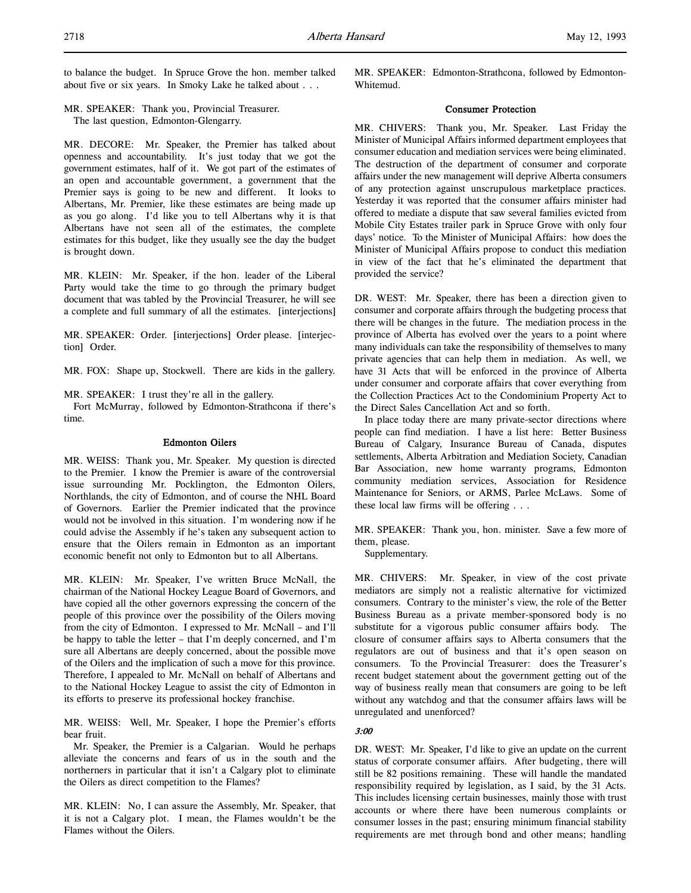to balance the budget. In Spruce Grove the hon. member talked about five or six years. In Smoky Lake he talked about . . .

MR. SPEAKER: Thank you, Provincial Treasurer.
The last question, Edmonton-Glengarry.

MR. DECORE: Mr. Speaker, the Premier has talked about openness and accountability. It's just today that we got the government estimates, half of it. We got part of the estimates of an open and accountable government, a government that the Premier says is going to be new and different. It looks to Albertans, Mr. Premier, like these estimates are being made up as you go along. I'd like you to tell Albertans why it is that Albertans have not seen all of the estimates, the complete estimates for this budget, like they usually see the day the budget is brought down.

MR. KLEIN: Mr. Speaker, if the hon. leader of the Liberal Party would take the time to go through the primary budget document that was tabled by the Provincial Treasurer, he will see a complete and full summary of all the estimates. [interjections]

MR. SPEAKER: Order. [interjections] Order please. [interjection] Order.

MR. FOX: Shape up, Stockwell. There are kids in the gallery.

MR. SPEAKER: I trust they're all in the gallery.
Fort McMurray, followed by Edmonton-Strathcona if there's time.

### Edmonton Oilers

MR. WEISS: Thank you, Mr. Speaker. My question is directed to the Premier. I know the Premier is aware of the controversial issue surrounding Mr. Pocklington, the Edmonton Oilers, Northlands, the city of Edmonton, and of course the NHL Board of Governors. Earlier the Premier indicated that the province would not be involved in this situation. I'm wondering now if he could advise the Assembly if he's taken any subsequent action to ensure that the Oilers remain in Edmonton as an important economic benefit not only to Edmonton but to all Albertans.

MR. KLEIN: Mr. Speaker, I've written Bruce McNall, the chairman of the National Hockey League Board of Governors, and have copied all the other governors expressing the concern of the people of this province over the possibility of the Oilers moving from the city of Edmonton. I expressed to Mr. McNall – and I'll be happy to table the letter – that I'm deeply concerned, and I'm sure all Albertans are deeply concerned, about the possible move of the Oilers and the implication of such a move for this province. Therefore, I appealed to Mr. McNall on behalf of Albertans and to the National Hockey League to assist the city of Edmonton in its efforts to preserve its professional hockey franchise.

MR. WEISS: Well, Mr. Speaker, I hope the Premier's efforts bear fruit.
Mr. Speaker, the Premier is a Calgarian. Would he perhaps alleviate the concerns and fears of us in the south and the northerners in particular that it isn't a Calgary plot to eliminate the Oilers as direct competition to the Flames?

MR. KLEIN: No, I can assure the Assembly, Mr. Speaker, that it is not a Calgary plot. I mean, the Flames wouldn't be the Flames without the Oilers.

MR. SPEAKER: Edmonton-Strathcona, followed by Edmonton-Whitemud.

### Consumer Protection

MR. CHIVERS: Thank you, Mr. Speaker. Last Friday the Minister of Municipal Affairs informed department employees that consumer education and mediation services were being eliminated. The destruction of the department of consumer and corporate affairs under the new management will deprive Alberta consumers of any protection against unscrupulous marketplace practices. Yesterday it was reported that the consumer affairs minister had offered to mediate a dispute that saw several families evicted from Mobile City Estates trailer park in Spruce Grove with only four days' notice. To the Minister of Municipal Affairs: how does the Minister of Municipal Affairs propose to conduct this mediation in view of the fact that he's eliminated the department that provided the service?

DR. WEST: Mr. Speaker, there has been a direction given to consumer and corporate affairs through the budgeting process that there will be changes in the future. The mediation process in the province of Alberta has evolved over the years to a point where many individuals can take the responsibility of themselves to many private agencies that can help them in mediation. As well, we have 31 Acts that will be enforced in the province of Alberta under consumer and corporate affairs that cover everything from the Collection Practices Act to the Condominium Property Act to the Direct Sales Cancellation Act and so forth.

In place today there are many private-sector directions where people can find mediation. I have a list here: Better Business Bureau of Calgary, Insurance Bureau of Canada, disputes settlements, Alberta Arbitration and Mediation Society, Canadian Bar Association, new home warranty programs, Edmonton community mediation services, Association for Residence Maintenance for Seniors, or ARMS, Parlee McLaws. Some of these local law firms will be offering . . .

MR. SPEAKER: Thank you, hon. minister. Save a few more of them, please.
Supplementary.

MR. CHIVERS: Mr. Speaker, in view of the cost private mediators are simply not a realistic alternative for victimized consumers. Contrary to the minister's view, the role of the Better Business Bureau as a private member-sponsored body is no substitute for a vigorous public consumer affairs body. The closure of consumer affairs says to Alberta consumers that the regulators are out of business and that it's open season on consumers. To the Provincial Treasurer: does the Treasurer's recent budget statement about the government getting out of the way of business really mean that consumers are going to be left without any watchdog and that the consumer affairs laws will be unregulated and unenforced?

*3:00*

DR. WEST: Mr. Speaker, I'd like to give an update on the current status of corporate consumer affairs. After budgeting, there will still be 82 positions remaining. These will handle the mandated responsibility required by legislation, as I said, by the 31 Acts. This includes licensing certain businesses, mainly those with trust accounts or where there have been numerous complaints or consumer losses in the past; ensuring minimum financial stability requirements are met through bond and other means; handling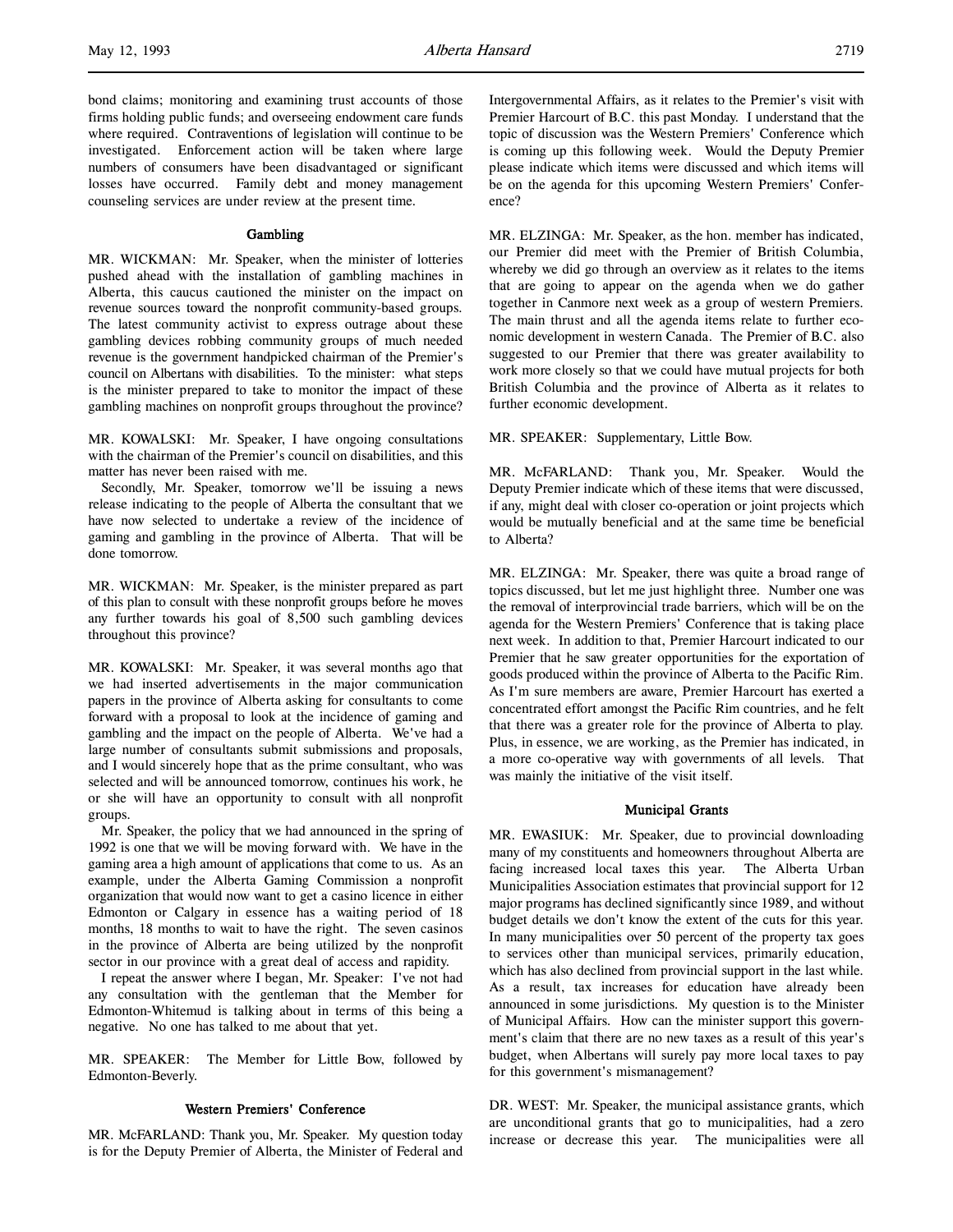bond claims; monitoring and examining trust accounts of those firms holding public funds; and overseeing endowment care funds where required. Contraventions of legislation will continue to be investigated. Enforcement action will be taken where large numbers of consumers have been disadvantaged or significant losses have occurred. Family debt and money management counseling services are under review at the present time.

### Gambling

MR. WICKMAN: Mr. Speaker, when the minister of lotteries pushed ahead with the installation of gambling machines in Alberta, this caucus cautioned the minister on the impact on revenue sources toward the nonprofit community-based groups. The latest community activist to express outrage about these gambling devices robbing community groups of much needed revenue is the government handpicked chairman of the Premier's council on Albertans with disabilities. To the minister: what steps is the minister prepared to take to monitor the impact of these gambling machines on nonprofit groups throughout the province?

MR. KOWALSKI: Mr. Speaker, I have ongoing consultations with the chairman of the Premier's council on disabilities, and this matter has never been raised with me.

Secondly, Mr. Speaker, tomorrow we'll be issuing a news release indicating to the people of Alberta the consultant that we have now selected to undertake a review of the incidence of gaming and gambling in the province of Alberta. That will be done tomorrow.

MR. WICKMAN: Mr. Speaker, is the minister prepared as part of this plan to consult with these nonprofit groups before he moves any further towards his goal of 8,500 such gambling devices throughout this province?

MR. KOWALSKI: Mr. Speaker, it was several months ago that we had inserted advertisements in the major communication papers in the province of Alberta asking for consultants to come forward with a proposal to look at the incidence of gaming and gambling and the impact on the people of Alberta. We've had a large number of consultants submit submissions and proposals, and I would sincerely hope that as the prime consultant, who was selected and will be announced tomorrow, continues his work, he or she will have an opportunity to consult with all nonprofit groups.

Mr. Speaker, the policy that we had announced in the spring of 1992 is one that we will be moving forward with. We have in the gaming area a high amount of applications that come to us. As an example, under the Alberta Gaming Commission a nonprofit organization that would now want to get a casino licence in either Edmonton or Calgary in essence has a waiting period of 18 months, 18 months to wait to have the right. The seven casinos in the province of Alberta are being utilized by the nonprofit sector in our province with a great deal of access and rapidity.

I repeat the answer where I began, Mr. Speaker: I've not had any consultation with the gentleman that the Member for Edmonton-Whitemud is talking about in terms of this being a negative. No one has talked to me about that yet.

MR. SPEAKER: The Member for Little Bow, followed by Edmonton-Beverly.

### Western Premiers' Conference

MR. McFARLAND: Thank you, Mr. Speaker. My question today is for the Deputy Premier of Alberta, the Minister of Federal and Intergovernmental Affairs, as it relates to the Premier's visit with Premier Harcourt of B.C. this past Monday. I understand that the topic of discussion was the Western Premiers' Conference which is coming up this following week. Would the Deputy Premier please indicate which items were discussed and which items will be on the agenda for this upcoming Western Premiers' Conference?

MR. ELZINGA: Mr. Speaker, as the hon. member has indicated, our Premier did meet with the Premier of British Columbia, whereby we did go through an overview as it relates to the items that are going to appear on the agenda when we do gather together in Canmore next week as a group of western Premiers. The main thrust and all the agenda items relate to further economic development in western Canada. The Premier of B.C. also suggested to our Premier that there was greater availability to work more closely so that we could have mutual projects for both British Columbia and the province of Alberta as it relates to further economic development.

MR. SPEAKER: Supplementary, Little Bow.

MR. McFARLAND: Thank you, Mr. Speaker. Would the Deputy Premier indicate which of these items that were discussed, if any, might deal with closer co-operation or joint projects which would be mutually beneficial and at the same time be beneficial to Alberta?

MR. ELZINGA: Mr. Speaker, there was quite a broad range of topics discussed, but let me just highlight three. Number one was the removal of interprovincial trade barriers, which will be on the agenda for the Western Premiers' Conference that is taking place next week. In addition to that, Premier Harcourt indicated to our Premier that he saw greater opportunities for the exportation of goods produced within the province of Alberta to the Pacific Rim. As I'm sure members are aware, Premier Harcourt has exerted a concentrated effort amongst the Pacific Rim countries, and he felt that there was a greater role for the province of Alberta to play. Plus, in essence, we are working, as the Premier has indicated, in a more co-operative way with governments of all levels. That was mainly the initiative of the visit itself.

### Municipal Grants

MR. EWASIUK: Mr. Speaker, due to provincial downloading many of my constituents and homeowners throughout Alberta are facing increased local taxes this year. The Alberta Urban Municipalities Association estimates that provincial support for 12 major programs has declined significantly since 1989, and without budget details we don't know the extent of the cuts for this year. In many municipalities over 50 percent of the property tax goes to services other than municipal services, primarily education, which has also declined from provincial support in the last while. As a result, tax increases for education have already been announced in some jurisdictions. My question is to the Minister of Municipal Affairs. How can the minister support this government's claim that there are no new taxes as a result of this year's budget, when Albertans will surely pay more local taxes to pay for this government's mismanagement?

DR. WEST: Mr. Speaker, the municipal assistance grants, which are unconditional grants that go to municipalities, had a zero increase or decrease this year. The municipalities were all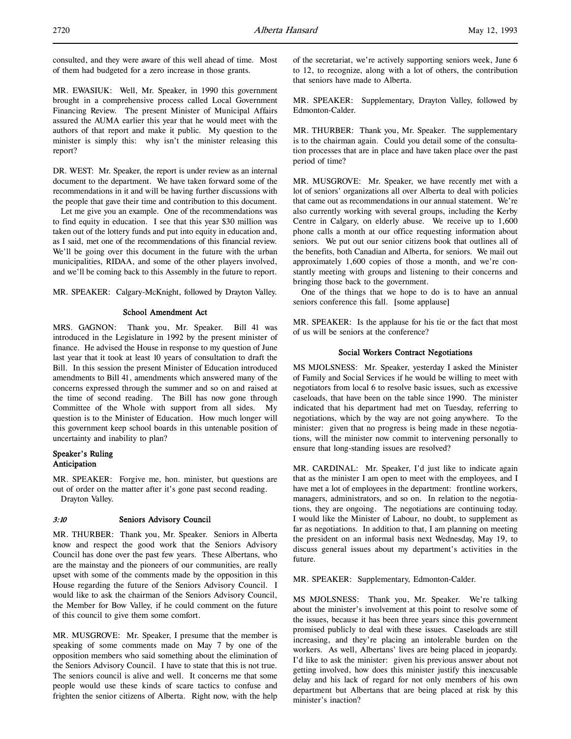consulted, and they were aware of this well ahead of time. Most of them had budgeted for a zero increase in those grants.

MR. EWASIUK: Well, Mr. Speaker, in 1990 this government brought in a comprehensive process called Local Government Financing Review. The present Minister of Municipal Affairs assured the AUMA earlier this year that he would meet with the authors of that report and make it public. My question to the minister is simply this: why isn't the minister releasing this report?

DR. WEST: Mr. Speaker, the report is under review as an internal document to the department. We have taken forward some of the recommendations in it and will be having further discussions with the people that gave their time and contribution to this document.

Let me give you an example. One of the recommendations was to find equity in education. I see that this year $30 million was taken out of the lottery funds and put into equity in education and, as I said, met one of the recommendations of this financial review. We'll be going over this document in the future with the urban municipalities, RIDAA, and some of the other players involved, and we'll be coming back to this Assembly in the future to report.

MR. SPEAKER: Calgary-McKnight, followed by Drayton Valley.

### School Amendment Act

MRS. GAGNON: Thank you, Mr. Speaker. Bill 41 was introduced in the Legislature in 1992 by the present minister of finance. He advised the House in response to my question of June last year that it took at least 10 years of consultation to draft the Bill. In this session the present Minister of Education introduced amendments to Bill 41, amendments which answered many of the concerns expressed through the summer and so on and raised at the time of second reading. The Bill has now gone through Committee of the Whole with support from all sides. My question is to the Minister of Education. How much longer will this government keep school boards in this untenable position of uncertainty and inability to plan?

### Speaker's Ruling
### Anticipation

MR. SPEAKER: Forgive me, hon. minister, but questions are out of order on the matter after it's gone past second reading.

Drayton Valley.

*3:10*

### Seniors Advisory Council

MR. THURBER: Thank you, Mr. Speaker. Seniors in Alberta know and respect the good work that the Seniors Advisory Council has done over the past few years. These Albertans, who are the mainstay and the pioneers of our communities, are really upset with some of the comments made by the opposition in this House regarding the future of the Seniors Advisory Council. I would like to ask the chairman of the Seniors Advisory Council, the Member for Bow Valley, if he could comment on the future of this council to give them some comfort.

MR. MUSGROVE: Mr. Speaker, I presume that the member is speaking of some comments made on May 7 by one of the opposition members who said something about the elimination of the Seniors Advisory Council. I have to state that this is not true. The seniors council is alive and well. It concerns me that some people would use these kinds of scare tactics to confuse and frighten the senior citizens of Alberta. Right now, with the help of the secretariat, we're actively supporting seniors week, June 6 to 12, to recognize, along with a lot of others, the contribution that seniors have made to Alberta.

MR. SPEAKER: Supplementary, Drayton Valley, followed by Edmonton-Calder.

MR. THURBER: Thank you, Mr. Speaker. The supplementary is to the chairman again. Could you detail some of the consultation processes that are in place and have taken place over the past period of time?

MR. MUSGROVE: Mr. Speaker, we have recently met with a lot of seniors' organizations all over Alberta to deal with policies that came out as recommendations in our annual statement. We're also currently working with several groups, including the Kerby Centre in Calgary, on elderly abuse. We receive up to 1,600 phone calls a month at our office requesting information about seniors. We put out our senior citizens book that outlines all of the benefits, both Canadian and Alberta, for seniors. We mail out approximately 1,600 copies of those a month, and we're constantly meeting with groups and listening to their concerns and bringing those back to the government.

One of the things that we hope to do is to have an annual seniors conference this fall. [some applause]

MR. SPEAKER: Is the applause for his tie or the fact that most of us will be seniors at the conference?

### Social Workers Contract Negotiations

MS MJOLSNESS: Mr. Speaker, yesterday I asked the Minister of Family and Social Services if he would be willing to meet with negotiators from local 6 to resolve basic issues, such as excessive caseloads, that have been on the table since 1990. The minister indicated that his department had met on Tuesday, referring to negotiations, which by the way are not going anywhere. To the minister: given that no progress is being made in these negotiations, will the minister now commit to intervening personally to ensure that long-standing issues are resolved?

MR. CARDINAL: Mr. Speaker, I'd just like to indicate again that as the minister I am open to meet with the employees, and I have met a lot of employees in the department: frontline workers, managers, administrators, and so on. In relation to the negotiations, they are ongoing. The negotiations are continuing today. I would like the Minister of Labour, no doubt, to supplement as far as negotiations. In addition to that, I am planning on meeting the president on an informal basis next Wednesday, May 19, to discuss general issues about my department's activities in the future.

MR. SPEAKER: Supplementary, Edmonton-Calder.

MS MJOLSNESS: Thank you, Mr. Speaker. We're talking about the minister's involvement at this point to resolve some of the issues, because it has been three years since this government promised publicly to deal with these issues. Caseloads are still increasing, and they're placing an intolerable burden on the workers. As well, Albertans' lives are being placed in jeopardy. I'd like to ask the minister: given his previous answer about not getting involved, how does this minister justify this inexcusable delay and his lack of regard for not only members of his own department but Albertans that are being placed at risk by this minister's inaction?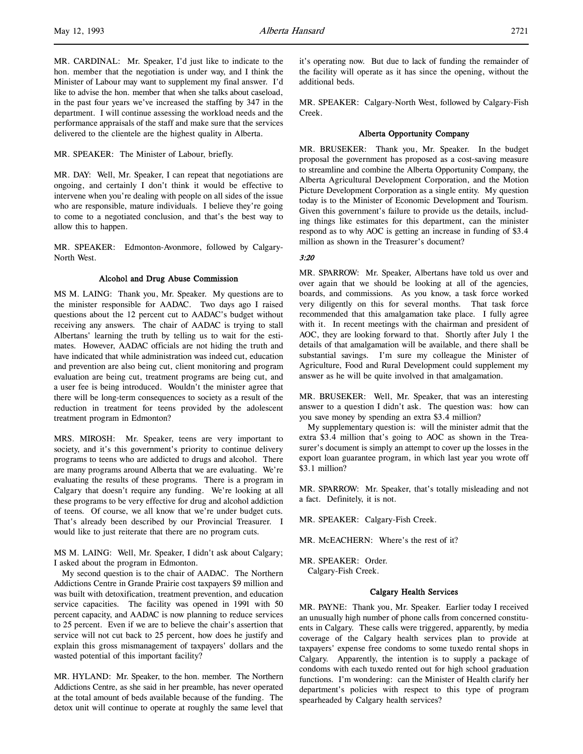MR. CARDINAL: Mr. Speaker, I'd just like to indicate to the hon. member that the negotiation is under way, and I think the Minister of Labour may want to supplement my final answer. I'd like to advise the hon. member that when she talks about caseload, in the past four years we've increased the staffing by 347 in the department. I will continue assessing the workload needs and the performance appraisals of the staff and make sure that the services delivered to the clientele are the highest quality in Alberta.

MR. SPEAKER: The Minister of Labour, briefly.

MR. DAY: Well, Mr. Speaker, I can repeat that negotiations are ongoing, and certainly I don't think it would be effective to intervene when you're dealing with people on all sides of the issue who are responsible, mature individuals. I believe they're going to come to a negotiated conclusion, and that's the best way to allow this to happen.

MR. SPEAKER: Edmonton-Avonmore, followed by Calgary-North West.

### Alcohol and Drug Abuse Commission

MS M. LAING: Thank you, Mr. Speaker. My questions are to the minister responsible for AADAC. Two days ago I raised questions about the 12 percent cut to AADAC's budget without receiving any answers. The chair of AADAC is trying to stall Albertans' learning the truth by telling us to wait for the estimates. However, AADAC officials are not hiding the truth and have indicated that while administration was indeed cut, education and prevention are also being cut, client monitoring and program evaluation are being cut, treatment programs are being cut, and a user fee is being introduced. Wouldn't the minister agree that there will be long-term consequences to society as a result of the reduction in treatment for teens provided by the adolescent treatment program in Edmonton?

MRS. MIROSH: Mr. Speaker, teens are very important to society, and it's this government's priority to continue delivery programs to teens who are addicted to drugs and alcohol. There are many programs around Alberta that we are evaluating. We're evaluating the results of these programs. There is a program in Calgary that doesn't require any funding. We're looking at all these programs to be very effective for drug and alcohol addiction of teens. Of course, we all know that we're under budget cuts. That's already been described by our Provincial Treasurer. I would like to just reiterate that there are no program cuts.

MS M. LAING: Well, Mr. Speaker, I didn't ask about Calgary; I asked about the program in Edmonton.

My second question is to the chair of AADAC. The Northern Addictions Centre in Grande Prairie cost taxpayers $9 million and was built with detoxification, treatment prevention, and education service capacities. The facility was opened in 1991 with 50 percent capacity, and AADAC is now planning to reduce services to 25 percent. Even if we are to believe the chair's assertion that service will not cut back to 25 percent, how does he justify and explain this gross mismanagement of taxpayers' dollars and the wasted potential of this important facility?

MR. HYLAND: Mr. Speaker, to the hon. member. The Northern Addictions Centre, as she said in her preamble, has never operated at the total amount of beds available because of the funding. The detox unit will continue to operate at roughly the same level that it's operating now. But due to lack of funding the remainder of the facility will operate as it has since the opening, without the additional beds.

MR. SPEAKER: Calgary-North West, followed by Calgary-Fish Creek.

### Alberta Opportunity Company

MR. BRUSEKER: Thank you, Mr. Speaker. In the budget proposal the government has proposed as a cost-saving measure to streamline and combine the Alberta Opportunity Company, the Alberta Agricultural Development Corporation, and the Motion Picture Development Corporation as a single entity. My question today is to the Minister of Economic Development and Tourism. Given this government's failure to provide us the details, including things like estimates for this department, can the minister respond as to why AOC is getting an increase in funding of $3.4 million as shown in the Treasurer's document?

*3:20*

MR. SPARROW: Mr. Speaker, Albertans have told us over and over again that we should be looking at all of the agencies, boards, and commissions. As you know, a task force worked very diligently on this for several months. That task force recommended that this amalgamation take place. I fully agree with it. In recent meetings with the chairman and president of AOC, they are looking forward to that. Shortly after July 1 the details of that amalgamation will be available, and there shall be substantial savings. I'm sure my colleague the Minister of Agriculture, Food and Rural Development could supplement my answer as he will be quite involved in that amalgamation.

MR. BRUSEKER: Well, Mr. Speaker, that was an interesting answer to a question I didn't ask. The question was: how can you save money by spending an extra $3.4 million?

My supplementary question is: will the minister admit that the extra $3.4 million that's going to AOC as shown in the Treasurer's document is simply an attempt to cover up the losses in the export loan guarantee program, in which last year you wrote off $3.1 million?

MR. SPARROW: Mr. Speaker, that's totally misleading and not a fact. Definitely, it is not.

MR. SPEAKER: Calgary-Fish Creek.

MR. McEACHERN: Where's the rest of it?

MR. SPEAKER: Order.
Calgary-Fish Creek.

### Calgary Health Services

MR. PAYNE: Thank you, Mr. Speaker. Earlier today I received an unusually high number of phone calls from concerned constituents in Calgary. These calls were triggered, apparently, by media coverage of the Calgary health services plan to provide at taxpayers' expense free condoms to some tuxedo rental shops in Calgary. Apparently, the intention is to supply a package of condoms with each tuxedo rented out for high school graduation functions. I'm wondering: can the Minister of Health clarify her department's policies with respect to this type of program spearheaded by Calgary health services?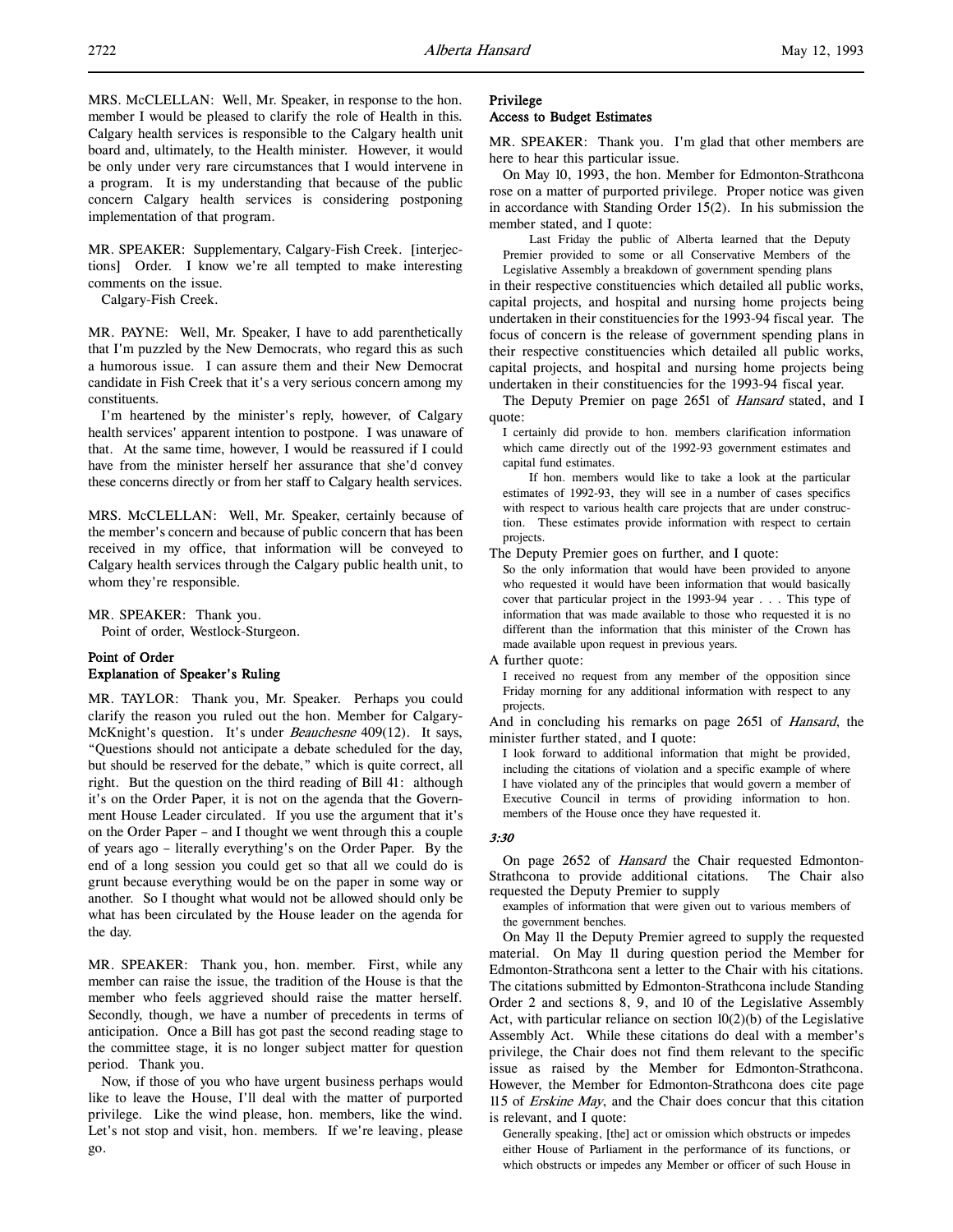MRS. McCLELLAN: Well, Mr. Speaker, in response to the hon. member I would be pleased to clarify the role of Health in this. Calgary health services is responsible to the Calgary health unit board and, ultimately, to the Health minister. However, it would be only under very rare circumstances that I would intervene in a program. It is my understanding that because of the public concern Calgary health services is considering postponing implementation of that program.

MR. SPEAKER: Supplementary, Calgary-Fish Creek. [interjections] Order. I know we're all tempted to make interesting comments on the issue.

Calgary-Fish Creek.

MR. PAYNE: Well, Mr. Speaker, I have to add parenthetically that I'm puzzled by the New Democrats, who regard this as such a humorous issue. I can assure them and their New Democrat candidate in Fish Creek that it's a very serious concern among my constituents.

I'm heartened by the minister's reply, however, of Calgary health services' apparent intention to postpone. I was unaware of that. At the same time, however, I would be reassured if I could have from the minister herself her assurance that she'd convey these concerns directly or from her staff to Calgary health services.

MRS. McCLELLAN: Well, Mr. Speaker, certainly because of the member's concern and because of public concern that has been received in my office, that information will be conveyed to Calgary health services through the Calgary public health unit, to whom they're responsible.

MR. SPEAKER: Thank you.

Point of order, Westlock-Sturgeon.

### Point of Order
### Explanation of Speaker's Ruling

MR. TAYLOR: Thank you, Mr. Speaker. Perhaps you could clarify the reason you ruled out the hon. Member for Calgary-McKnight's question. It's under *Beauchesne* 409(12). It says, "Questions should not anticipate a debate scheduled for the day, but should be reserved for the debate," which is quite correct, all right. But the question on the third reading of Bill 41: although it's on the Order Paper, it is not on the agenda that the Government House Leader circulated. If you use the argument that it's on the Order Paper – and I thought we went through this a couple of years ago – literally everything's on the Order Paper. By the end of a long session you could get so that all we could do is grunt because everything would be on the paper in some way or another. So I thought what would not be allowed should only be what has been circulated by the House leader on the agenda for the day.

MR. SPEAKER: Thank you, hon. member. First, while any member can raise the issue, the tradition of the House is that the member who feels aggrieved should raise the matter herself. Secondly, though, we have a number of precedents in terms of anticipation. Once a Bill has got past the second reading stage to the committee stage, it is no longer subject matter for question period. Thank you.

Now, if those of you who have urgent business perhaps would like to leave the House, I'll deal with the matter of purported privilege. Like the wind please, hon. members, like the wind. Let's not stop and visit, hon. members. If we're leaving, please go.

### Privilege
### Access to Budget Estimates

MR. SPEAKER: Thank you. I'm glad that other members are here to hear this particular issue.

On May 10, 1993, the hon. Member for Edmonton-Strathcona rose on a matter of purported privilege. Proper notice was given in accordance with Standing Order 15(2). In his submission the member stated, and I quote:

> Last Friday the public of Alberta learned that the Deputy Premier provided to some or all Conservative Members of the Legislative Assembly a breakdown of government spending plans

in their respective constituencies which detailed all public works, capital projects, and hospital and nursing home projects being undertaken in their constituencies for the 1993-94 fiscal year. The focus of concern is the release of government spending plans in their respective constituencies which detailed all public works, capital projects, and hospital and nursing home projects being undertaken in their constituencies for the 1993-94 fiscal year.

The Deputy Premier on page 2651 of *Hansard* stated, and I quote:

> I certainly did provide to hon. members clarification information which came directly out of the 1992-93 government estimates and capital fund estimates.
>
> If hon. members would like to take a look at the particular estimates of 1992-93, they will see in a number of cases specifics with respect to various health care projects that are under construction. These estimates provide information with respect to certain projects.

The Deputy Premier goes on further, and I quote:

> So the only information that would have been provided to anyone who requested it would have been information that would basically cover that particular project in the 1993-94 year . . . This type of information that was made available to those who requested it is no different than the information that this minister of the Crown has made available upon request in previous years.

A further quote:

> I received no request from any member of the opposition since Friday morning for any additional information with respect to any projects.

And in concluding his remarks on page 2651 of *Hansard*, the minister further stated, and I quote:

> I look forward to additional information that might be provided, including the citations of violation and a specific example of where I have violated any of the principles that would govern a member of Executive Council in terms of providing information to hon. members of the House once they have requested it.

*3:30*

On page 2652 of *Hansard* the Chair requested Edmonton-Strathcona to provide additional citations. The Chair also requested the Deputy Premier to supply

> examples of information that were given out to various members of the government benches.

On May 11 the Deputy Premier agreed to supply the requested material. On May 11 during question period the Member for Edmonton-Strathcona sent a letter to the Chair with his citations. The citations submitted by Edmonton-Strathcona include Standing Order 2 and sections 8, 9, and 10 of the Legislative Assembly Act, with particular reliance on section 10(2)(b) of the Legislative Assembly Act. While these citations do deal with a member's privilege, the Chair does not find them relevant to the specific issue as raised by the Member for Edmonton-Strathcona. However, the Member for Edmonton-Strathcona does cite page 115 of *Erskine May*, and the Chair does concur that this citation is relevant, and I quote:

> Generally speaking, [the] act or omission which obstructs or impedes either House of Parliament in the performance of its functions, or which obstructs or impedes any Member or officer of such House in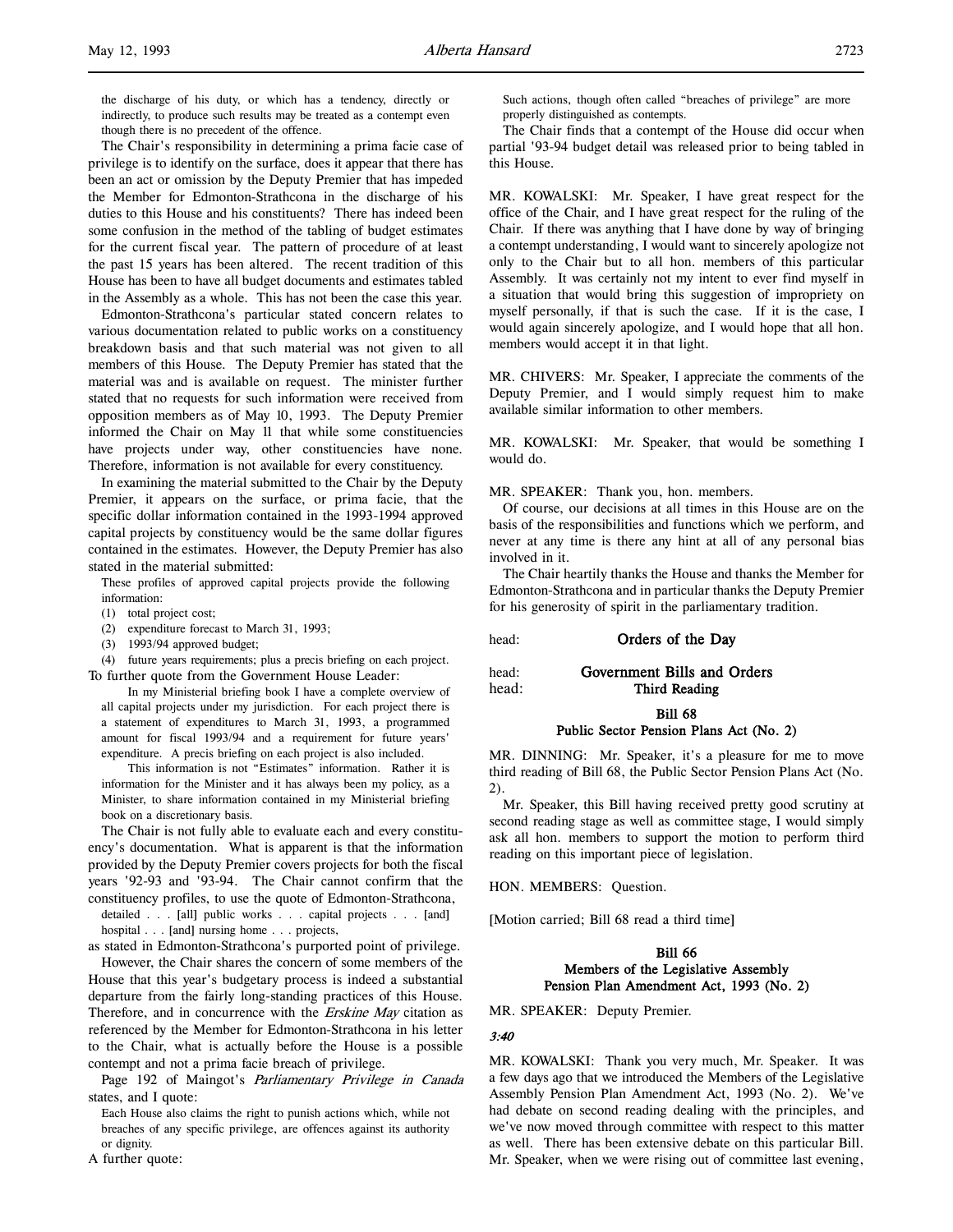the discharge of his duty, or which has a tendency, directly or indirectly, to produce such results may be treated as a contempt even though there is no precedent of the offence.

The Chair's responsibility in determining a prima facie case of privilege is to identify on the surface, does it appear that there has been an act or omission by the Deputy Premier that has impeded the Member for Edmonton-Strathcona in the discharge of his duties to this House and his constituents? There has indeed been some confusion in the method of the tabling of budget estimates for the current fiscal year. The pattern of procedure of at least the past 15 years has been altered. The recent tradition of this House has been to have all budget documents and estimates tabled in the Assembly as a whole. This has not been the case this year.

Edmonton-Strathcona's particular stated concern relates to various documentation related to public works on a constituency breakdown basis and that such material was not given to all members of this House. The Deputy Premier has stated that the material was and is available on request. The minister further stated that no requests for such information were received from opposition members as of May 10, 1993. The Deputy Premier informed the Chair on May 11 that while some constituencies have projects under way, other constituencies have none. Therefore, information is not available for every constituency.

In examining the material submitted to the Chair by the Deputy Premier, it appears on the surface, or prima facie, that the specific dollar information contained in the 1993-1994 approved capital projects by constituency would be the same dollar figures contained in the estimates. However, the Deputy Premier has also stated in the material submitted:

> These profiles of approved capital projects provide the following information:
> (1) total project cost;
> (2) expenditure forecast to March 31, 1993;
> (3) 1993/94 approved budget;
> (4) future years requirements; plus a precis briefing on each project.

To further quote from the Government House Leader:

> In my Ministerial briefing book I have a complete overview of all capital projects under my jurisdiction. For each project there is a statement of expenditures to March 31, 1993, a programmed amount for fiscal 1993/94 and a requirement for future years' expenditure. A precis briefing on each project is also included.
>
> This information is not "Estimates" information. Rather it is information for the Minister and it has always been my policy, as a Minister, to share information contained in my Ministerial briefing book on a discretionary basis.

The Chair is not fully able to evaluate each and every constituency's documentation. What is apparent is that the information provided by the Deputy Premier covers projects for both the fiscal years '92-93 and '93-94. The Chair cannot confirm that the constituency profiles, to use the quote of Edmonton-Strathcona,

> detailed . . . [all] public works . . . capital projects . . . [and] hospital . . . [and] nursing home . . . projects,

as stated in Edmonton-Strathcona's purported point of privilege.

However, the Chair shares the concern of some members of the House that this year's budgetary process is indeed a substantial departure from the fairly long-standing practices of this House. Therefore, and in concurrence with the *Erskine May* citation as referenced by the Member for Edmonton-Strathcona in his letter to the Chair, what is actually before the House is a possible contempt and not a prima facie breach of privilege.

Page 192 of Maingot's *Parliamentary Privilege in Canada* states, and I quote:

> Each House also claims the right to punish actions which, while not breaches of any specific privilege, are offences against its authority or dignity.

A further quote:

> Such actions, though often called "breaches of privilege" are more properly distinguished as contempts.

The Chair finds that a contempt of the House did occur when partial '93-94 budget detail was released prior to being tabled in this House.

MR. KOWALSKI: Mr. Speaker, I have great respect for the office of the Chair, and I have great respect for the ruling of the Chair. If there was anything that I have done by way of bringing a contempt understanding, I would want to sincerely apologize not only to the Chair but to all hon. members of this particular Assembly. It was certainly not my intent to ever find myself in a situation that would bring this suggestion of impropriety on myself personally, if that is such the case. If it is the case, I would again sincerely apologize, and I would hope that all hon. members would accept it in that light.

MR. CHIVERS: Mr. Speaker, I appreciate the comments of the Deputy Premier, and I would simply request him to make available similar information to other members.

MR. KOWALSKI: Mr. Speaker, that would be something I would do.

MR. SPEAKER: Thank you, hon. members.

Of course, our decisions at all times in this House are on the basis of the responsibilities and functions which we perform, and never at any time is there any hint at all of any personal bias involved in it.

The Chair heartily thanks the House and thanks the Member for Edmonton-Strathcona and in particular thanks the Deputy Premier for his generosity of spirit in the parliamentary tradition.

head: **Orders of the Day**

head: **Government Bills and Orders**
head: **Third Reading**

### Bill 68
### Public Sector Pension Plans Act (No. 2)

MR. DINNING: Mr. Speaker, it's a pleasure for me to move third reading of Bill 68, the Public Sector Pension Plans Act (No. 2).

Mr. Speaker, this Bill having received pretty good scrutiny at second reading stage as well as committee stage, I would simply ask all hon. members to support the motion to perform third reading on this important piece of legislation.

HON. MEMBERS: Question.

[Motion carried; Bill 68 read a third time]

### Bill 66
### Members of the Legislative Assembly Pension Plan Amendment Act, 1993 (No. 2)

MR. SPEAKER: Deputy Premier.

*3:40*

MR. KOWALSKI: Thank you very much, Mr. Speaker. It was a few days ago that we introduced the Members of the Legislative Assembly Pension Plan Amendment Act, 1993 (No. 2). We've had debate on second reading dealing with the principles, and we've now moved through committee with respect to this matter as well. There has been extensive debate on this particular Bill. Mr. Speaker, when we were rising out of committee last evening,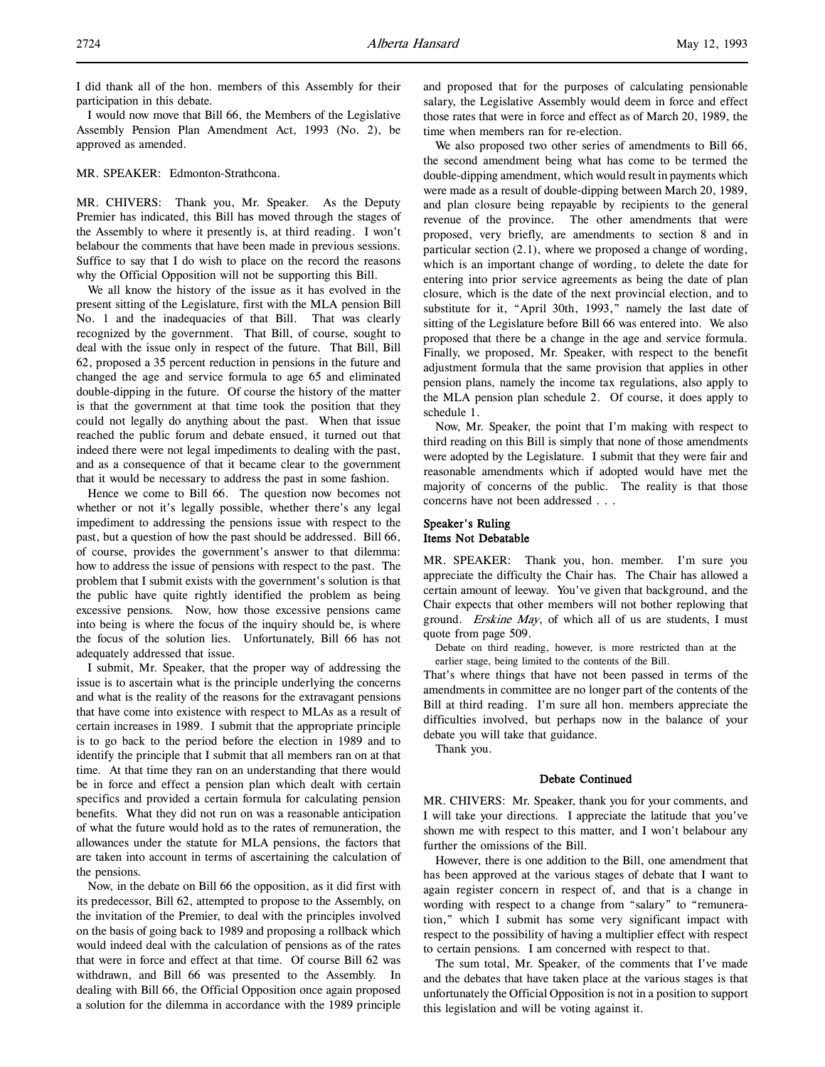I did thank all of the hon. members of this Assembly for their participation in this debate.

I would now move that Bill 66, the Members of the Legislative Assembly Pension Plan Amendment Act, 1993 (No. 2), be approved as amended.

MR. SPEAKER: Edmonton-Strathcona.

MR. CHIVERS: Thank you, Mr. Speaker. As the Deputy Premier has indicated, this Bill has moved through the stages of the Assembly to where it presently is, at third reading. I won't belabour the comments that have been made in previous sessions. Suffice to say that I do wish to place on the record the reasons why the Official Opposition will not be supporting this Bill.

We all know the history of the issue as it has evolved in the present sitting of the Legislature, first with the MLA pension Bill No. 1 and the inadequacies of that Bill. That was clearly recognized by the government. That Bill, of course, sought to deal with the issue only in respect of the future. That Bill, Bill 62, proposed a 35 percent reduction in pensions in the future and changed the age and service formula to age 65 and eliminated double-dipping in the future. Of course the history of the matter is that the government at that time took the position that they could not legally do anything about the past. When that issue reached the public forum and debate ensued, it turned out that indeed there were not legal impediments to dealing with the past, and as a consequence of that it became clear to the government that it would be necessary to address the past in some fashion.

Hence we come to Bill 66. The question now becomes not whether or not it's legally possible, whether there's any legal impediment to addressing the pensions issue with respect to the past, but a question of how the past should be addressed. Bill 66, of course, provides the government's answer to that dilemma: how to address the issue of pensions with respect to the past. The problem that I submit exists with the government's solution is that the public have quite rightly identified the problem as being excessive pensions. Now, how those excessive pensions came into being is where the focus of the inquiry should be, is where the focus of the solution lies. Unfortunately, Bill 66 has not adequately addressed that issue.

I submit, Mr. Speaker, that the proper way of addressing the issue is to ascertain what is the principle underlying the concerns and what is the reality of the reasons for the extravagant pensions that have come into existence with respect to MLAs as a result of certain increases in 1989. I submit that the appropriate principle is to go back to the period before the election in 1989 and to identify the principle that I submit that all members ran on at that time. At that time they ran on an understanding that there would be in force and effect a pension plan which dealt with certain specifics and provided a certain formula for calculating pension benefits. What they did not run on was a reasonable anticipation of what the future would hold as to the rates of remuneration, the allowances under the statute for MLA pensions, the factors that are taken into account in terms of ascertaining the calculation of the pensions.

Now, in the debate on Bill 66 the opposition, as it did first with its predecessor, Bill 62, attempted to propose to the Assembly, on the invitation of the Premier, to deal with the principles involved on the basis of going back to 1989 and proposing a rollback which would indeed deal with the calculation of pensions as of the rates that were in force and effect at that time. Of course Bill 62 was withdrawn, and Bill 66 was presented to the Assembly. In dealing with Bill 66, the Official Opposition once again proposed a solution for the dilemma in accordance with the 1989 principle and proposed that for the purposes of calculating pensionable salary, the Legislative Assembly would deem in force and effect those rates that were in force and effect as of March 20, 1989, the time when members ran for re-election.

We also proposed two other series of amendments to Bill 66, the second amendment being what has come to be termed the double-dipping amendment, which would result in payments which were made as a result of double-dipping between March 20, 1989, and plan closure being repayable by recipients to the general revenue of the province. The other amendments that were proposed, very briefly, are amendments to section 8 and in particular section (2.1), where we proposed a change of wording, which is an important change of wording, to delete the date for entering into prior service agreements as being the date of plan closure, which is the date of the next provincial election, and to substitute for it, "April 30th, 1993," namely the last date of sitting of the Legislature before Bill 66 was entered into. We also proposed that there be a change in the age and service formula. Finally, we proposed, Mr. Speaker, with respect to the benefit adjustment formula that the same provision that applies in other pension plans, namely the income tax regulations, also apply to the MLA pension plan schedule 2. Of course, it does apply to schedule 1.

Now, Mr. Speaker, the point that I'm making with respect to third reading on this Bill is simply that none of those amendments were adopted by the Legislature. I submit that they were fair and reasonable amendments which if adopted would have met the majority of concerns of the public. The reality is that those concerns have not been addressed . . .

### Speaker's Ruling
### Items Not Debatable

MR. SPEAKER: Thank you, hon. member. I'm sure you appreciate the difficulty the Chair has. The Chair has allowed a certain amount of leeway. You've given that background, and the Chair expects that other members will not bother replowing that ground. *Erskine May*, of which all of us are students, I must quote from page 509.

> Debate on third reading, however, is more restricted than at the earlier stage, being limited to the contents of the Bill.

That's where things that have not been passed in terms of the amendments in committee are no longer part of the contents of the Bill at third reading. I'm sure all hon. members appreciate the difficulties involved, but perhaps now in the balance of your debate you will take that guidance.

Thank you.

### Debate Continued

MR. CHIVERS: Mr. Speaker, thank you for your comments, and I will take your directions. I appreciate the latitude that you've shown me with respect to this matter, and I won't belabour any further the omissions of the Bill.

However, there is one addition to the Bill, one amendment that has been approved at the various stages of debate that I want to again register concern in respect of, and that is a change in wording with respect to a change from "salary" to "remuneration," which I submit has some very significant impact with respect to the possibility of having a multiplier effect with respect to certain pensions. I am concerned with respect to that.

The sum total, Mr. Speaker, of the comments that I've made and the debates that have taken place at the various stages is that unfortunately the Official Opposition is not in a position to support this legislation and will be voting against it.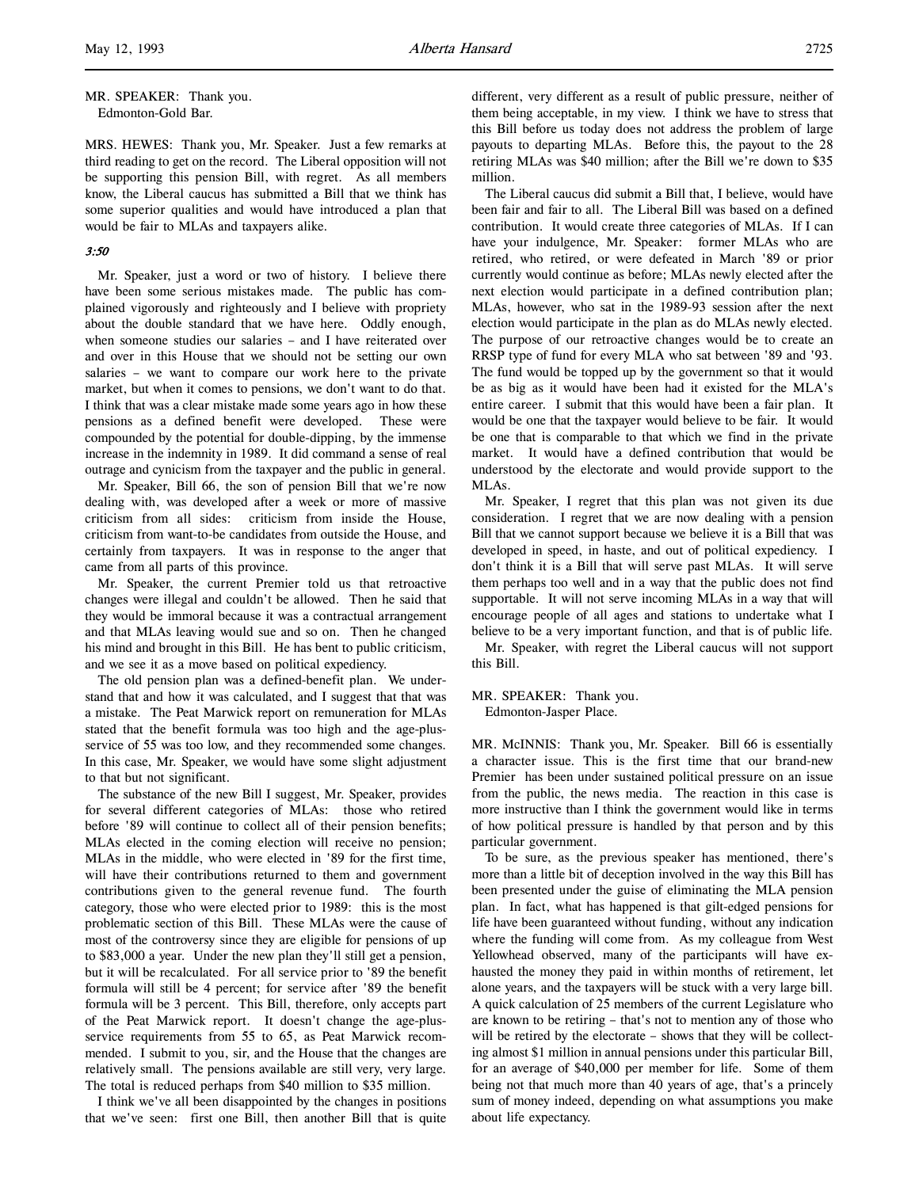MR. SPEAKER: Thank you.
Edmonton-Gold Bar.

MRS. HEWES: Thank you, Mr. Speaker. Just a few remarks at third reading to get on the record. The Liberal opposition will not be supporting this pension Bill, with regret. As all members know, the Liberal caucus has submitted a Bill that we think has some superior qualities and would have introduced a plan that would be fair to MLAs and taxpayers alike.

*3:50*

Mr. Speaker, just a word or two of history. I believe there have been some serious mistakes made. The public has complained vigorously and righteously and I believe with propriety about the double standard that we have here. Oddly enough, when someone studies our salaries – and I have reiterated over and over in this House that we should not be setting our own salaries – we want to compare our work here to the private market, but when it comes to pensions, we don't want to do that. I think that was a clear mistake made some years ago in how these pensions as a defined benefit were developed. These were compounded by the potential for double-dipping, by the immense increase in the indemnity in 1989. It did command a sense of real outrage and cynicism from the taxpayer and the public in general.

Mr. Speaker, Bill 66, the son of pension Bill that we're now dealing with, was developed after a week or more of massive criticism from all sides: criticism from inside the House, criticism from want-to-be candidates from outside the House, and certainly from taxpayers. It was in response to the anger that came from all parts of this province.

Mr. Speaker, the current Premier told us that retroactive changes were illegal and couldn't be allowed. Then he said that they would be immoral because it was a contractual arrangement and that MLAs leaving would sue and so on. Then he changed his mind and brought in this Bill. He has bent to public criticism, and we see it as a move based on political expediency.

The old pension plan was a defined-benefit plan. We understand that and how it was calculated, and I suggest that that was a mistake. The Peat Marwick report on remuneration for MLAs stated that the benefit formula was too high and the age-plus-service of 55 was too low, and they recommended some changes. In this case, Mr. Speaker, we would have some slight adjustment to that but not significant.

The substance of the new Bill I suggest, Mr. Speaker, provides for several different categories of MLAs: those who retired before '89 will continue to collect all of their pension benefits; MLAs elected in the coming election will receive no pension; MLAs in the middle, who were elected in '89 for the first time, will have their contributions returned to them and government contributions given to the general revenue fund. The fourth category, those who were elected prior to 1989: this is the most problematic section of this Bill. These MLAs were the cause of most of the controversy since they are eligible for pensions of up to $83,000 a year. Under the new plan they'll still get a pension, but it will be recalculated. For all service prior to '89 the benefit formula will still be 4 percent; for service after '89 the benefit formula will be 3 percent. This Bill, therefore, only accepts part of the Peat Marwick report. It doesn't change the age-plus-service requirements from 55 to 65, as Peat Marwick recommended. I submit to you, sir, and the House that the changes are relatively small. The pensions available are still very, very large. The total is reduced perhaps from $40 million to $35 million.

I think we've all been disappointed by the changes in positions that we've seen: first one Bill, then another Bill that is quite different, very different as a result of public pressure, neither of them being acceptable, in my view. I think we have to stress that this Bill before us today does not address the problem of large payouts to departing MLAs. Before this, the payout to the 28 retiring MLAs was $40 million; after the Bill we're down to $35 million.

The Liberal caucus did submit a Bill that, I believe, would have been fair and fair to all. The Liberal Bill was based on a defined contribution. It would create three categories of MLAs. If I can have your indulgence, Mr. Speaker: former MLAs who are retired, who retired, or were defeated in March '89 or prior currently would continue as before; MLAs newly elected after the next election would participate in a defined contribution plan; MLAs, however, who sat in the 1989-93 session after the next election would participate in the plan as do MLAs newly elected. The purpose of our retroactive changes would be to create an RRSP type of fund for every MLA who sat between '89 and '93. The fund would be topped up by the government so that it would be as big as it would have been had it existed for the MLA's entire career. I submit that this would have been a fair plan. It would be one that the taxpayer would believe to be fair. It would be one that is comparable to that which we find in the private market. It would have a defined contribution that would be understood by the electorate and would provide support to the MLAs.

Mr. Speaker, I regret that this plan was not given its due consideration. I regret that we are now dealing with a pension Bill that we cannot support because we believe it is a Bill that was developed in speed, in haste, and out of political expediency. I don't think it is a Bill that will serve past MLAs. It will serve them perhaps too well and in a way that the public does not find supportable. It will not serve incoming MLAs in a way that will encourage people of all ages and stations to undertake what I believe to be a very important function, and that is of public life.

Mr. Speaker, with regret the Liberal caucus will not support this Bill.

MR. SPEAKER: Thank you.
Edmonton-Jasper Place.

MR. McINNIS: Thank you, Mr. Speaker. Bill 66 is essentially a character issue. This is the first time that our brand-new Premier has been under sustained political pressure on an issue from the public, the news media. The reaction in this case is more instructive than I think the government would like in terms of how political pressure is handled by that person and by this particular government.

To be sure, as the previous speaker has mentioned, there's more than a little bit of deception involved in the way this Bill has been presented under the guise of eliminating the MLA pension plan. In fact, what has happened is that gilt-edged pensions for life have been guaranteed without funding, without any indication where the funding will come from. As my colleague from West Yellowhead observed, many of the participants will have exhausted the money they paid in within months of retirement, let alone years, and the taxpayers will be stuck with a very large bill. A quick calculation of 25 members of the current Legislature who are known to be retiring – that's not to mention any of those who will be retired by the electorate – shows that they will be collecting almost $1 million in annual pensions under this particular Bill, for an average of $40,000 per member for life. Some of them being not that much more than 40 years of age, that's a princely sum of money indeed, depending on what assumptions you make about life expectancy.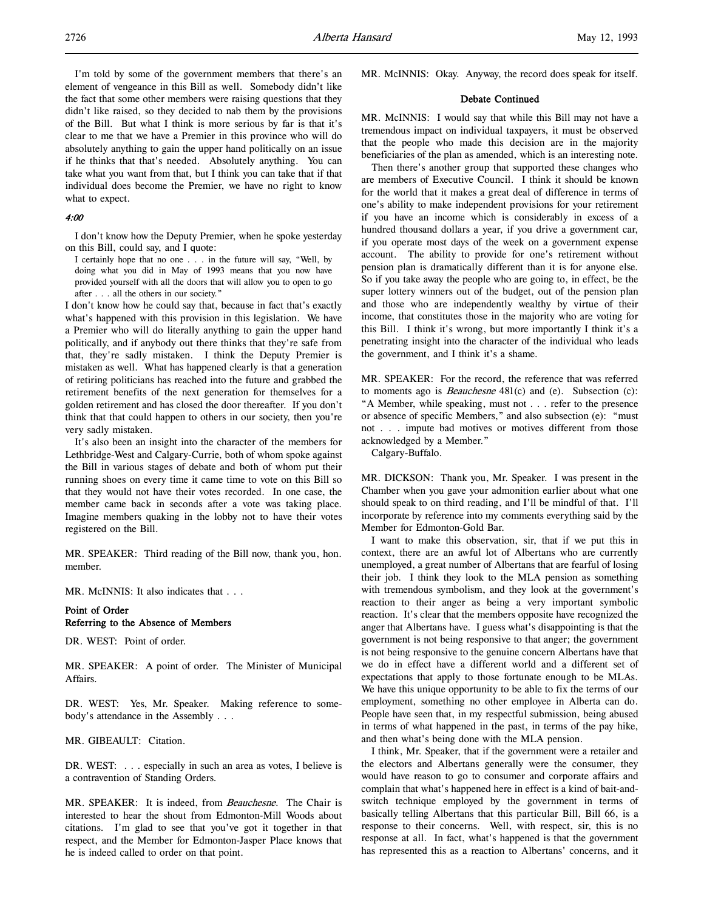I'm told by some of the government members that there's an element of vengeance in this Bill as well. Somebody didn't like the fact that some other members were raising questions that they didn't like raised, so they decided to nab them by the provisions of the Bill. But what I think is more serious by far is that it's clear to me that we have a Premier in this province who will do absolutely anything to gain the upper hand politically on an issue if he thinks that that's needed. Absolutely anything. You can take what you want from that, but I think you can take that if that individual does become the Premier, we have no right to know what to expect.

*4:00*

I don't know how the Deputy Premier, when he spoke yesterday on this Bill, could say, and I quote:

> I certainly hope that no one . . . in the future will say, "Well, by doing what you did in May of 1993 means that you now have provided yourself with all the doors that will allow you to open to go after . . . all the others in our society."

I don't know how he could say that, because in fact that's exactly what's happened with this provision in this legislation. We have a Premier who will do literally anything to gain the upper hand politically, and if anybody out there thinks that they're safe from that, they're sadly mistaken. I think the Deputy Premier is mistaken as well. What has happened clearly is that a generation of retiring politicians has reached into the future and grabbed the retirement benefits of the next generation for themselves for a golden retirement and has closed the door thereafter. If you don't think that that could happen to others in our society, then you're very sadly mistaken.

It's also been an insight into the character of the members for Lethbridge-West and Calgary-Currie, both of whom spoke against the Bill in various stages of debate and both of whom put their running shoes on every time it came time to vote on this Bill so that they would not have their votes recorded. In one case, the member came back in seconds after a vote was taking place. Imagine members quaking in the lobby not to have their votes registered on the Bill.

MR. SPEAKER: Third reading of the Bill now, thank you, hon. member.

MR. McINNIS: It also indicates that . . .

**Point of Order**
**Referring to the Absence of Members**

DR. WEST: Point of order.

MR. SPEAKER: A point of order. The Minister of Municipal Affairs.

DR. WEST: Yes, Mr. Speaker. Making reference to somebody's attendance in the Assembly . . .

MR. GIBEAULT: Citation.

DR. WEST: . . . especially in such an area as votes, I believe is a contravention of Standing Orders.

MR. SPEAKER: It is indeed, from *Beauchesne*. The Chair is interested to hear the shout from Edmonton-Mill Woods about citations. I'm glad to see that you've got it together in that respect, and the Member for Edmonton-Jasper Place knows that he is indeed called to order on that point.

MR. McINNIS: Okay. Anyway, the record does speak for itself.

**Debate Continued**

MR. McINNIS: I would say that while this Bill may not have a tremendous impact on individual taxpayers, it must be observed that the people who made this decision are in the majority beneficiaries of the plan as amended, which is an interesting note.

Then there's another group that supported these changes who are members of Executive Council. I think it should be known for the world that it makes a great deal of difference in terms of one's ability to make independent provisions for your retirement if you have an income which is considerably in excess of a hundred thousand dollars a year, if you drive a government car, if you operate most days of the week on a government expense account. The ability to provide for one's retirement without pension plan is dramatically different than it is for anyone else. So if you take away the people who are going to, in effect, be the super lottery winners out of the budget, out of the pension plan and those who are independently wealthy by virtue of their income, that constitutes those in the majority who are voting for this Bill. I think it's wrong, but more importantly I think it's a penetrating insight into the character of the individual who leads the government, and I think it's a shame.

MR. SPEAKER: For the record, the reference that was referred to moments ago is *Beauchesne* 481(c) and (e). Subsection (c): "A Member, while speaking, must not . . . refer to the presence or absence of specific Members," and also subsection (e): "must not . . . impute bad motives or motives different from those acknowledged by a Member."

Calgary-Buffalo.

MR. DICKSON: Thank you, Mr. Speaker. I was present in the Chamber when you gave your admonition earlier about what one should speak to on third reading, and I'll be mindful of that. I'll incorporate by reference into my comments everything said by the Member for Edmonton-Gold Bar.

I want to make this observation, sir, that if we put this in context, there are an awful lot of Albertans who are currently unemployed, a great number of Albertans that are fearful of losing their job. I think they look to the MLA pension as something with tremendous symbolism, and they look at the government's reaction to their anger as being a very important symbolic reaction. It's clear that the members opposite have recognized the anger that Albertans have. I guess what's disappointing is that the government is not being responsive to that anger; the government is not being responsive to the genuine concern Albertans have that we do in effect have a different world and a different set of expectations that apply to those fortunate enough to be MLAs. We have this unique opportunity to be able to fix the terms of our employment, something no other employee in Alberta can do. People have seen that, in my respectful submission, being abused in terms of what happened in the past, in terms of the pay hike, and then what's being done with the MLA pension.

I think, Mr. Speaker, that if the government were a retailer and the electors and Albertans generally were the consumer, they would have reason to go to consumer and corporate affairs and complain that what's happened here in effect is a kind of bait-and-switch technique employed by the government in terms of basically telling Albertans that this particular Bill, Bill 66, is a response to their concerns. Well, with respect, sir, this is no response at all. In fact, what's happened is that the government has represented this as a reaction to Albertans' concerns, and it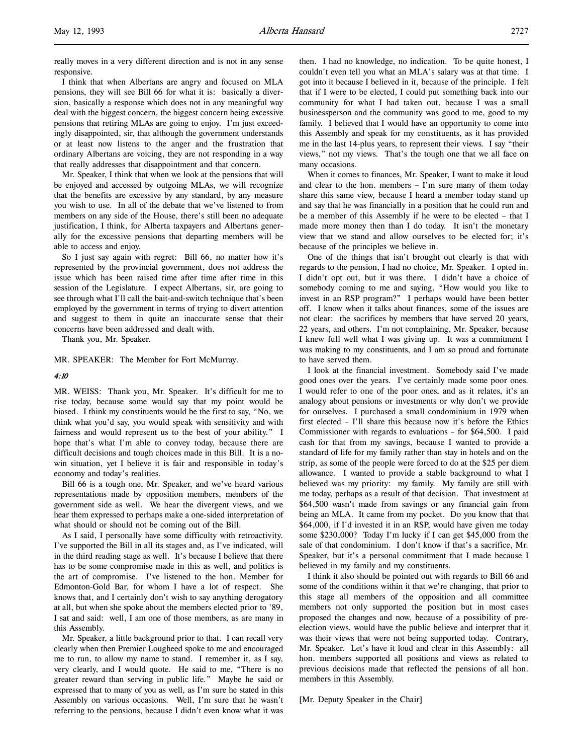really moves in a very different direction and is not in any sense responsive.

I think that when Albertans are angry and focused on MLA pensions, they will see Bill 66 for what it is: basically a diversion, basically a response which does not in any meaningful way deal with the biggest concern, the biggest concern being excessive pensions that retiring MLAs are going to enjoy. I'm just exceedingly disappointed, sir, that although the government understands or at least now listens to the anger and the frustration that ordinary Albertans are voicing, they are not responding in a way that really addresses that disappointment and that concern.

Mr. Speaker, I think that when we look at the pensions that will be enjoyed and accessed by outgoing MLAs, we will recognize that the benefits are excessive by any standard, by any measure you wish to use. In all of the debate that we've listened to from members on any side of the House, there's still been no adequate justification, I think, for Alberta taxpayers and Albertans generally for the excessive pensions that departing members will be able to access and enjoy.

So I just say again with regret: Bill 66, no matter how it's represented by the provincial government, does not address the issue which has been raised time after time after time in this session of the Legislature. I expect Albertans, sir, are going to see through what I'll call the bait-and-switch technique that's been employed by the government in terms of trying to divert attention and suggest to them in quite an inaccurate sense that their concerns have been addressed and dealt with.

Thank you, Mr. Speaker.

MR. SPEAKER: The Member for Fort McMurray.

*4:10*

MR. WEISS: Thank you, Mr. Speaker. It's difficult for me to rise today, because some would say that my point would be biased. I think my constituents would be the first to say, "No, we think what you'd say, you would speak with sensitivity and with fairness and would represent us to the best of your ability." I hope that's what I'm able to convey today, because there are difficult decisions and tough choices made in this Bill. It is a no-win situation, yet I believe it is fair and responsible in today's economy and today's realities.

Bill 66 is a tough one, Mr. Speaker, and we've heard various representations made by opposition members, members of the government side as well. We hear the divergent views, and we hear them expressed to perhaps make a one-sided interpretation of what should or should not be coming out of the Bill.

As I said, I personally have some difficulty with retroactivity. I've supported the Bill in all its stages and, as I've indicated, will in the third reading stage as well. It's because I believe that there has to be some compromise made in this as well, and politics is the art of compromise. I've listened to the hon. Member for Edmonton-Gold Bar, for whom I have a lot of respect. She knows that, and I certainly don't wish to say anything derogatory at all, but when she spoke about the members elected prior to '89, I sat and said: well, I am one of those members, as are many in this Assembly.

Mr. Speaker, a little background prior to that. I can recall very clearly when then Premier Lougheed spoke to me and encouraged me to run, to allow my name to stand. I remember it, as I say, very clearly, and I would quote. He said to me, "There is no greater reward than serving in public life." Maybe he said or expressed that to many of you as well, as I'm sure he stated in this Assembly on various occasions. Well, I'm sure that he wasn't referring to the pensions, because I didn't even know what it was then. I had no knowledge, no indication. To be quite honest, I couldn't even tell you what an MLA's salary was at that time. I got into it because I believed in it, because of the principle. I felt that if I were to be elected, I could put something back into our community for what I had taken out, because I was a small businessperson and the community was good to me, good to my family. I believed that I would have an opportunity to come into this Assembly and speak for my constituents, as it has provided me in the last 14-plus years, to represent their views. I say "their views," not my views. That's the tough one that we all face on many occasions.

When it comes to finances, Mr. Speaker, I want to make it loud and clear to the hon. members – I'm sure many of them today share this same view, because I heard a member today stand up and say that he was financially in a position that he could run and be a member of this Assembly if he were to be elected – that I made more money then than I do today. It isn't the monetary view that we stand and allow ourselves to be elected for; it's because of the principles we believe in.

One of the things that isn't brought out clearly is that with regards to the pension, I had no choice, Mr. Speaker. I opted in. I didn't opt out, but it was there. I didn't have a choice of somebody coming to me and saying, "How would you like to invest in an RSP program?" I perhaps would have been better off. I know when it talks about finances, some of the issues are not clear: the sacrifices by members that have served 20 years, 22 years, and others. I'm not complaining, Mr. Speaker, because I knew full well what I was giving up. It was a commitment I was making to my constituents, and I am so proud and fortunate to have served them.

I look at the financial investment. Somebody said I've made good ones over the years. I've certainly made some poor ones. I would refer to one of the poor ones, and as it relates, it's an analogy about pensions or investments or why don't we provide for ourselves. I purchased a small condominium in 1979 when first elected – I'll share this because now it's before the Ethics Commissioner with regards to evaluations – for $64,500. I paid cash for that from my savings, because I wanted to provide a standard of life for my family rather than stay in hotels and on the strip, as some of the people were forced to do at the $25 per diem allowance. I wanted to provide a stable background to what I believed was my priority: my family. My family are still with me today, perhaps as a result of that decision. That investment at $64,500 wasn't made from savings or any financial gain from being an MLA. It came from my pocket. Do you know that that $64,000, if I'd invested it in an RSP, would have given me today some $230,000? Today I'm lucky if I can get $45,000 from the sale of that condominium. I don't know if that's a sacrifice, Mr. Speaker, but it's a personal commitment that I made because I believed in my family and my constituents.

I think it also should be pointed out with regards to Bill 66 and some of the conditions within it that we're changing, that prior to this stage all members of the opposition and all committee members not only supported the position but in most cases proposed the changes and now, because of a possibility of pre-election views, would have the public believe and interpret that it was their views that were not being supported today. Contrary, Mr. Speaker. Let's have it loud and clear in this Assembly: all hon. members supported all positions and views as related to previous decisions made that reflected the pensions of all hon. members in this Assembly.

[Mr. Deputy Speaker in the Chair]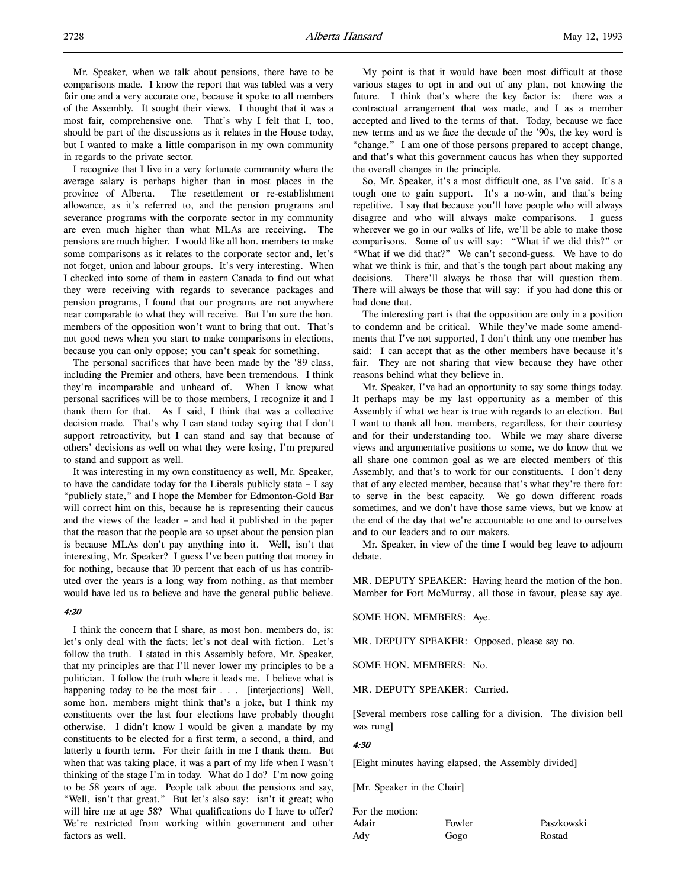Mr. Speaker, when we talk about pensions, there have to be comparisons made. I know the report that was tabled was a very fair one and a very accurate one, because it spoke to all members of the Assembly. It sought their views. I thought that it was a most fair, comprehensive one. That's why I felt that I, too, should be part of the discussions as it relates in the House today, but I wanted to make a little comparison in my own community in regards to the private sector.

I recognize that I live in a very fortunate community where the average salary is perhaps higher than in most places in the province of Alberta. The resettlement or re-establishment allowance, as it's referred to, and the pension programs and severance programs with the corporate sector in my community are even much higher than what MLAs are receiving. The pensions are much higher. I would like all hon. members to make some comparisons as it relates to the corporate sector and, let's not forget, union and labour groups. It's very interesting. When I checked into some of them in eastern Canada to find out what they were receiving with regards to severance packages and pension programs, I found that our programs are not anywhere near comparable to what they will receive. But I'm sure the hon. members of the opposition won't want to bring that out. That's not good news when you start to make comparisons in elections, because you can only oppose; you can't speak for something.

The personal sacrifices that have been made by the '89 class, including the Premier and others, have been tremendous. I think they're incomparable and unheard of. When I know what personal sacrifices will be to those members, I recognize it and I thank them for that. As I said, I think that was a collective decision made. That's why I can stand today saying that I don't support retroactivity, but I can stand and say that because of others' decisions as well on what they were losing, I'm prepared to stand and support as well.

It was interesting in my own constituency as well, Mr. Speaker, to have the candidate today for the Liberals publicly state – I say "publicly state," and I hope the Member for Edmonton-Gold Bar will correct him on this, because he is representing their caucus and the views of the leader – and had it published in the paper that the reason that the people are so upset about the pension plan is because MLAs don't pay anything into it. Well, isn't that interesting, Mr. Speaker? I guess I've been putting that money in for nothing, because that 10 percent that each of us has contributed over the years is a long way from nothing, as that member would have led us to believe and have the general public believe.

*4:20*

I think the concern that I share, as most hon. members do, is: let's only deal with the facts; let's not deal with fiction. Let's follow the truth. I stated in this Assembly before, Mr. Speaker, that my principles are that I'll never lower my principles to be a politician. I follow the truth where it leads me. I believe what is happening today to be the most fair . . . [interjections] Well, some hon. members might think that's a joke, but I think my constituents over the last four elections have probably thought otherwise. I didn't know I would be given a mandate by my constituents to be elected for a first term, a second, a third, and latterly a fourth term. For their faith in me I thank them. But when that was taking place, it was a part of my life when I wasn't thinking of the stage I'm in today. What do I do? I'm now going to be 58 years of age. People talk about the pensions and say, "Well, isn't that great." But let's also say: isn't it great; who will hire me at age 58? What qualifications do I have to offer? We're restricted from working within government and other factors as well.

My point is that it would have been most difficult at those various stages to opt in and out of any plan, not knowing the future. I think that's where the key factor is: there was a contractual arrangement that was made, and I as a member accepted and lived to the terms of that. Today, because we face new terms and as we face the decade of the '90s, the key word is "change." I am one of those persons prepared to accept change, and that's what this government caucus has when they supported the overall changes in the principle.

So, Mr. Speaker, it's a most difficult one, as I've said. It's a tough one to gain support. It's a no-win, and that's being repetitive. I say that because you'll have people who will always disagree and who will always make comparisons. I guess wherever we go in our walks of life, we'll be able to make those comparisons. Some of us will say: "What if we did this?" or "What if we did that?" We can't second-guess. We have to do what we think is fair, and that's the tough part about making any decisions. There'll always be those that will question them. There will always be those that will say: if you had done this or had done that.

The interesting part is that the opposition are only in a position to condemn and be critical. While they've made some amendments that I've not supported, I don't think any one member has said: I can accept that as the other members have because it's fair. They are not sharing that view because they have other reasons behind what they believe in.

Mr. Speaker, I've had an opportunity to say some things today. It perhaps may be my last opportunity as a member of this Assembly if what we hear is true with regards to an election. But I want to thank all hon. members, regardless, for their courtesy and for their understanding too. While we may share diverse views and argumentative positions to some, we do know that we all share one common goal as we are elected members of this Assembly, and that's to work for our constituents. I don't deny that of any elected member, because that's what they're there for: to serve in the best capacity. We go down different roads sometimes, and we don't have those same views, but we know at the end of the day that we're accountable to one and to ourselves and to our leaders and to our makers.

Mr. Speaker, in view of the time I would beg leave to adjourn debate.

MR. DEPUTY SPEAKER: Having heard the motion of the hon. Member for Fort McMurray, all those in favour, please say aye.

SOME HON. MEMBERS: Aye.

MR. DEPUTY SPEAKER: Opposed, please say no.

SOME HON. MEMBERS: No.

MR. DEPUTY SPEAKER: Carried.

[Several members rose calling for a division. The division bell was rung]

*4:30*

[Eight minutes having elapsed, the Assembly divided]

[Mr. Speaker in the Chair]

For the motion:

| | | |
|---|---|---|
| Adair | Fowler | Paszkowski |
| Ady | Gogo | Rostad |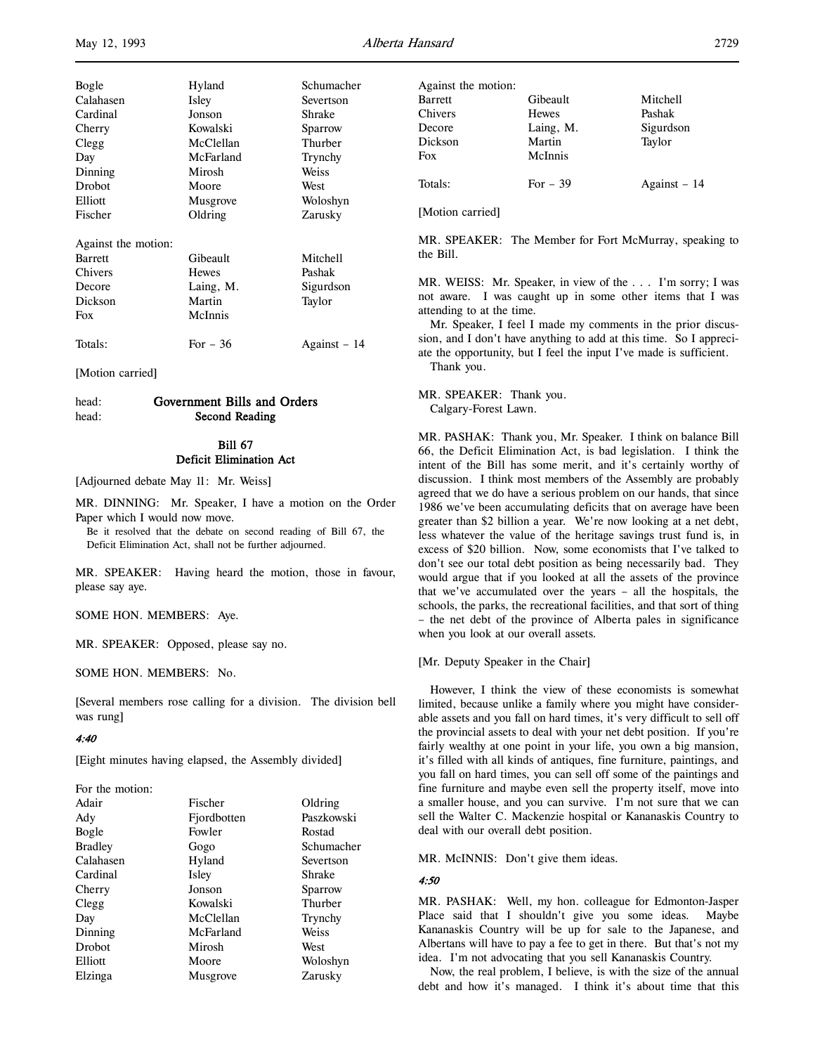| | | |
|---|---|---|
| Bogle | Hyland | Schumacher |
| Calahasen | Isley | Severtson |
| Cardinal | Jonson | Shrake |
| Cherry | Kowalski | Sparrow |
| Clegg | McClellan | Thurber |
| Day | McFarland | Trynchy |
| Dinning | Mirosh | Weiss |
| Drobot | Moore | West |
| Elliott | Musgrove | Woloshyn |
| Fischer | Oldring | Zarusky |

Against the motion:

| | | |
|---|---|---|
| Barrett | Gibeault | Mitchell |
| Chivers | Hewes | Pashak |
| Decore | Laing, M. | Sigurdson |
| Dickson | Martin | Taylor |
| Fox | McInnis | |

| | | |
|---|---|---|
| Totals: | For – 36 | Against – 14 |

[Motion carried]

head: **Government Bills and Orders**
head: **Second Reading**

### Bill 67
### Deficit Elimination Act

[Adjourned debate May 11: Mr. Weiss]

MR. DINNING: Mr. Speaker, I have a motion on the Order Paper which I would now move.

> Be it resolved that the debate on second reading of Bill 67, the Deficit Elimination Act, shall not be further adjourned.

MR. SPEAKER: Having heard the motion, those in favour, please say aye.

SOME HON. MEMBERS: Aye.

MR. SPEAKER: Opposed, please say no.

SOME HON. MEMBERS: No.

[Several members rose calling for a division. The division bell was rung]

*4:40*

[Eight minutes having elapsed, the Assembly divided]

For the motion:

| | | |
|---|---|---|
| Adair | Fischer | Oldring |
| Ady | Fjordbotten | Paszkowski |
| Bogle | Fowler | Rostad |
| Bradley | Gogo | Schumacher |
| Calahasen | Hyland | Severtson |
| Cardinal | Isley | Shrake |
| Cherry | Jonson | Sparrow |
| Clegg | Kowalski | Thurber |
| Day | McClellan | Trynchy |
| Dinning | McFarland | Weiss |
| Drobot | Mirosh | West |
| Elliott | Moore | Woloshyn |
| Elzinga | Musgrove | Zarusky |

Against the motion:

| | | |
|---|---|---|
| Barrett | Gibeault | Mitchell |
| Chivers | Hewes | Pashak |
| Decore | Laing, M. | Sigurdson |
| Dickson | Martin | Taylor |
| Fox | McInnis | |

| | | |
|---|---|---|
| Totals: | For – 39 | Against – 14 |

[Motion carried]

MR. SPEAKER: The Member for Fort McMurray, speaking to the Bill.

MR. WEISS: Mr. Speaker, in view of the . . . I'm sorry; I was not aware. I was caught up in some other items that I was attending to at the time.

Mr. Speaker, I feel I made my comments in the prior discussion, and I don't have anything to add at this time. So I appreciate the opportunity, but I feel the input I've made is sufficient.

Thank you.

MR. SPEAKER: Thank you.
Calgary-Forest Lawn.

MR. PASHAK: Thank you, Mr. Speaker. I think on balance Bill 66, the Deficit Elimination Act, is bad legislation. I think the intent of the Bill has some merit, and it's certainly worthy of discussion. I think most members of the Assembly are probably agreed that we do have a serious problem on our hands, that since 1986 we've been accumulating deficits that on average have been greater than $2 billion a year. We're now looking at a net debt, less whatever the value of the heritage savings trust fund is, in excess of $20 billion. Now, some economists that I've talked to don't see our total debt position as being necessarily bad. They would argue that if you looked at all the assets of the province that we've accumulated over the years – all the hospitals, the schools, the parks, the recreational facilities, and that sort of thing – the net debt of the province of Alberta pales in significance when you look at our overall assets.

[Mr. Deputy Speaker in the Chair]

However, I think the view of these economists is somewhat limited, because unlike a family where you might have considerable assets and you fall on hard times, it's very difficult to sell off the provincial assets to deal with your net debt position. If you're fairly wealthy at one point in your life, you own a big mansion, it's filled with all kinds of antiques, fine furniture, paintings, and you fall on hard times, you can sell off some of the paintings and fine furniture and maybe even sell the property itself, move into a smaller house, and you can survive. I'm not sure that we can sell the Walter C. Mackenzie hospital or Kananaskis Country to deal with our overall debt position.

MR. McINNIS: Don't give them ideas.

*4:50*

MR. PASHAK: Well, my hon. colleague for Edmonton-Jasper Place said that I shouldn't give you some ideas. Maybe Kananaskis Country will be up for sale to the Japanese, and Albertans will have to pay a fee to get in there. But that's not my idea. I'm not advocating that you sell Kananaskis Country.

Now, the real problem, I believe, is with the size of the annual debt and how it's managed. I think it's about time that this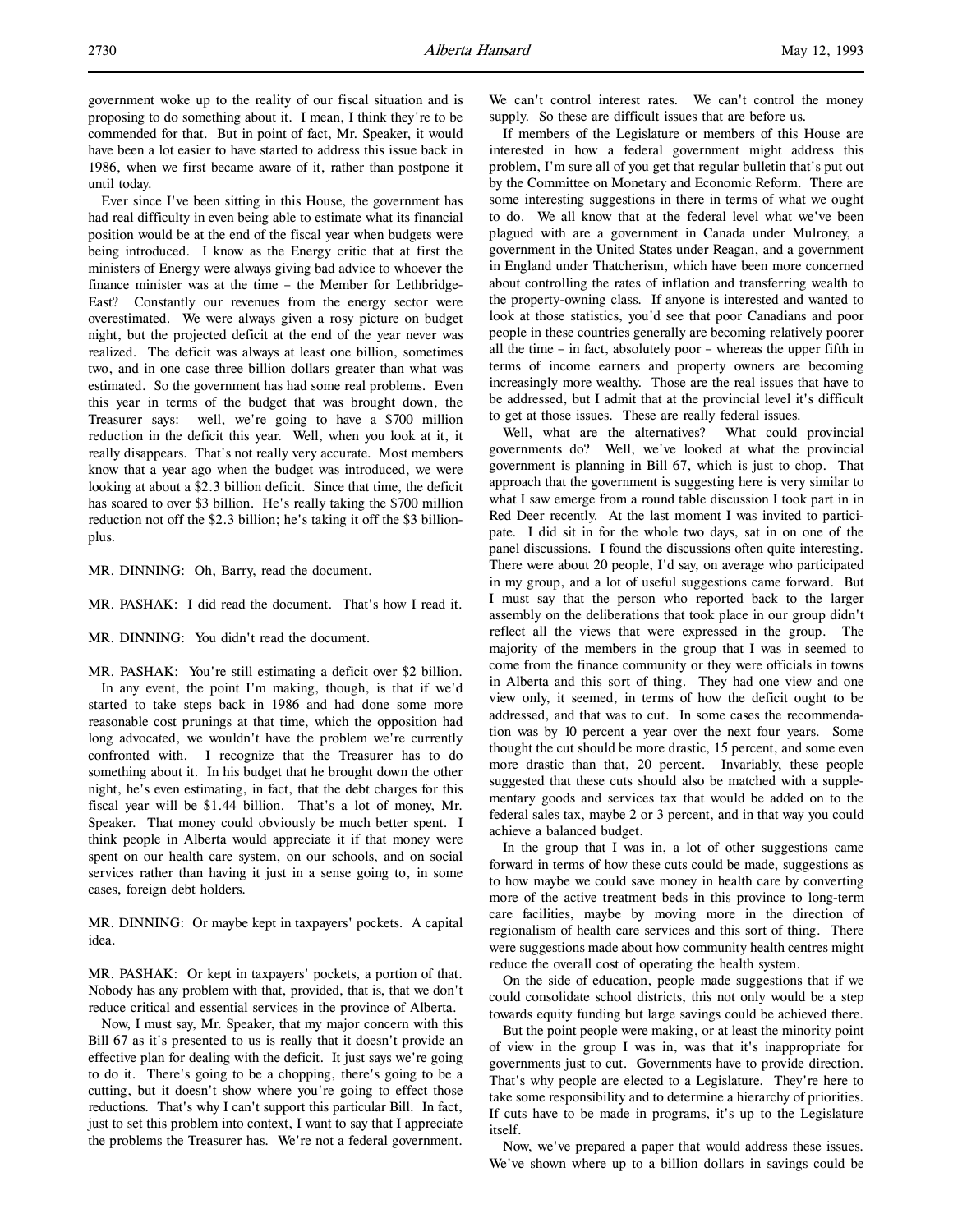government woke up to the reality of our fiscal situation and is proposing to do something about it. I mean, I think they're to be commended for that. But in point of fact, Mr. Speaker, it would have been a lot easier to have started to address this issue back in 1986, when we first became aware of it, rather than postpone it until today.

Ever since I've been sitting in this House, the government has had real difficulty in even being able to estimate what its financial position would be at the end of the fiscal year when budgets were being introduced. I know as the Energy critic that at first the ministers of Energy were always giving bad advice to whoever the finance minister was at the time – the Member for Lethbridge-East? Constantly our revenues from the energy sector were overestimated. We were always given a rosy picture on budget night, but the projected deficit at the end of the year never was realized. The deficit was always at least one billion, sometimes two, and in one case three billion dollars greater than what was estimated. So the government has had some real problems. Even this year in terms of the budget that was brought down, the Treasurer says: well, we're going to have a $700 million reduction in the deficit this year. Well, when you look at it, it really disappears. That's not really very accurate. Most members know that a year ago when the budget was introduced, we were looking at about a $2.3 billion deficit. Since that time, the deficit has soared to over $3 billion. He's really taking the $700 million reduction not off the $2.3 billion; he's taking it off the $3 billion-plus.

MR. DINNING: Oh, Barry, read the document.

MR. PASHAK: I did read the document. That's how I read it.

MR. DINNING: You didn't read the document.

MR. PASHAK: You're still estimating a deficit over $2 billion.

In any event, the point I'm making, though, is that if we'd started to take steps back in 1986 and had done some more reasonable cost prunings at that time, which the opposition had long advocated, we wouldn't have the problem we're currently confronted with. I recognize that the Treasurer has to do something about it. In his budget that he brought down the other night, he's even estimating, in fact, that the debt charges for this fiscal year will be $1.44 billion. That's a lot of money, Mr. Speaker. That money could obviously be much better spent. I think people in Alberta would appreciate it if that money were spent on our health care system, on our schools, and on social services rather than having it just in a sense going to, in some cases, foreign debt holders.

MR. DINNING: Or maybe kept in taxpayers' pockets. A capital idea.

MR. PASHAK: Or kept in taxpayers' pockets, a portion of that. Nobody has any problem with that, provided, that is, that we don't reduce critical and essential services in the province of Alberta.

Now, I must say, Mr. Speaker, that my major concern with this Bill 67 as it's presented to us is really that it doesn't provide an effective plan for dealing with the deficit. It just says we're going to do it. There's going to be a chopping, there's going to be a cutting, but it doesn't show where you're going to effect those reductions. That's why I can't support this particular Bill. In fact, just to set this problem into context, I want to say that I appreciate the problems the Treasurer has. We're not a federal government. We can't control interest rates. We can't control the money supply. So these are difficult issues that are before us.

If members of the Legislature or members of this House are interested in how a federal government might address this problem, I'm sure all of you get that regular bulletin that's put out by the Committee on Monetary and Economic Reform. There are some interesting suggestions in there in terms of what we ought to do. We all know that at the federal level what we've been plagued with are a government in Canada under Mulroney, a government in the United States under Reagan, and a government in England under Thatcherism, which have been more concerned about controlling the rates of inflation and transferring wealth to the property-owning class. If anyone is interested and wanted to look at those statistics, you'd see that poor Canadians and poor people in these countries generally are becoming relatively poorer all the time – in fact, absolutely poor – whereas the upper fifth in terms of income earners and property owners are becoming increasingly more wealthy. Those are the real issues that have to be addressed, but I admit that at the provincial level it's difficult to get at those issues. These are really federal issues.

Well, what are the alternatives? What could provincial governments do? Well, we've looked at what the provincial government is planning in Bill 67, which is just to chop. That approach that the government is suggesting here is very similar to what I saw emerge from a round table discussion I took part in in Red Deer recently. At the last moment I was invited to participate. I did sit in for the whole two days, sat in on one of the panel discussions. I found the discussions often quite interesting. There were about 20 people, I'd say, on average who participated in my group, and a lot of useful suggestions came forward. But I must say that the person who reported back to the larger assembly on the deliberations that took place in our group didn't reflect all the views that were expressed in the group. The majority of the members in the group that I was in seemed to come from the finance community or they were officials in towns in Alberta and this sort of thing. They had one view and one view only, it seemed, in terms of how the deficit ought to be addressed, and that was to cut. In some cases the recommendation was by 10 percent a year over the next four years. Some thought the cut should be more drastic, 15 percent, and some even more drastic than that, 20 percent. Invariably, these people suggested that these cuts should also be matched with a supplementary goods and services tax that would be added on to the federal sales tax, maybe 2 or 3 percent, and in that way you could achieve a balanced budget.

In the group that I was in, a lot of other suggestions came forward in terms of how these cuts could be made, suggestions as to how maybe we could save money in health care by converting more of the active treatment beds in this province to long-term care facilities, maybe by moving more in the direction of regionalism of health care services and this sort of thing. There were suggestions made about how community health centres might reduce the overall cost of operating the health system.

On the side of education, people made suggestions that if we could consolidate school districts, this not only would be a step towards equity funding but large savings could be achieved there.

But the point people were making, or at least the minority point of view in the group I was in, was that it's inappropriate for governments just to cut. Governments have to provide direction. That's why people are elected to a Legislature. They're here to take some responsibility and to determine a hierarchy of priorities. If cuts have to be made in programs, it's up to the Legislature itself.

Now, we've prepared a paper that would address these issues. We've shown where up to a billion dollars in savings could be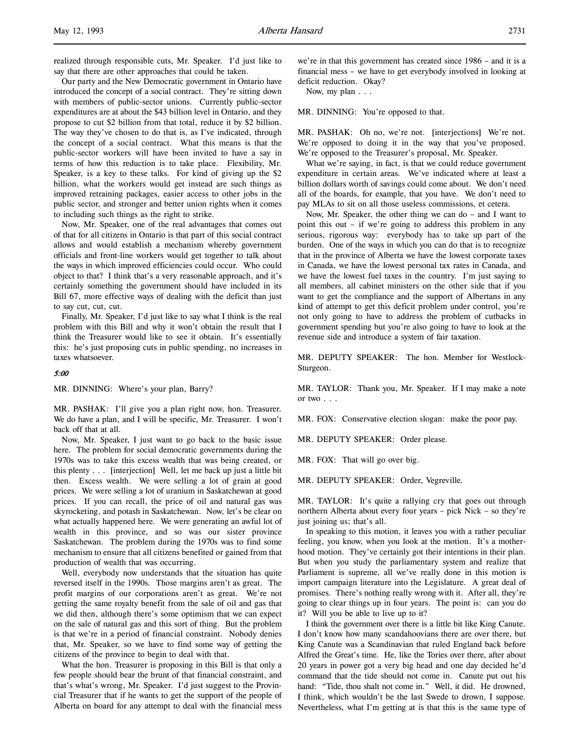realized through responsible cuts, Mr. Speaker. I'd just like to say that there are other approaches that could be taken.

Our party and the New Democratic government in Ontario have introduced the concept of a social contract. They're sitting down with members of public-sector unions. Currently public-sector expenditures are at about the $43 billion level in Ontario, and they propose to cut $2 billion from that total, reduce it by $2 billion. The way they've chosen to do that is, as I've indicated, through the concept of a social contract. What this means is that the public-sector workers will have been invited to have a say in terms of how this reduction is to take place. Flexibility, Mr. Speaker, is a key to these talks. For kind of giving up the $2 billion, what the workers would get instead are such things as improved retraining packages, easier access to other jobs in the public sector, and stronger and better union rights when it comes to including such things as the right to strike.

Now, Mr. Speaker, one of the real advantages that comes out of that for all citizens in Ontario is that part of this social contract allows and would establish a mechanism whereby government officials and front-line workers would get together to talk about the ways in which improved efficiencies could occur. Who could object to that? I think that's a very reasonable approach, and it's certainly something the government should have included in its Bill 67, more effective ways of dealing with the deficit than just to say cut, cut, cut.

Finally, Mr. Speaker, I'd just like to say what I think is the real problem with this Bill and why it won't obtain the result that I think the Treasurer would like to see it obtain. It's essentially this: he's just proposing cuts in public spending, no increases in taxes whatsoever.

*5:00*

MR. DINNING: Where's your plan, Barry?

MR. PASHAK: I'll give you a plan right now, hon. Treasurer. We do have a plan, and I will be specific, Mr. Treasurer. I won't back off that at all.

Now, Mr. Speaker, I just want to go back to the basic issue here. The problem for social democratic governments during the 1970s was to take this excess wealth that was being created, or this plenty . . . [interjection] Well, let me back up just a little bit then. Excess wealth. We were selling a lot of grain at good prices. We were selling a lot of uranium in Saskatchewan at good prices. If you can recall, the price of oil and natural gas was skyrocketing, and potash in Saskatchewan. Now, let's be clear on what actually happened here. We were generating an awful lot of wealth in this province, and so was our sister province Saskatchewan. The problem during the 1970s was to find some mechanism to ensure that all citizens benefited or gained from that production of wealth that was occurring.

Well, everybody now understands that the situation has quite reversed itself in the 1990s. Those margins aren't as great. The profit margins of our corporations aren't as great. We're not getting the same royalty benefit from the sale of oil and gas that we did then, although there's some optimism that we can expect on the sale of natural gas and this sort of thing. But the problem is that we're in a period of financial constraint. Nobody denies that, Mr. Speaker, so we have to find some way of getting the citizens of the province to begin to deal with that.

What the hon. Treasurer is proposing in this Bill is that only a few people should bear the brunt of that financial constraint, and that's what's wrong, Mr. Speaker. I'd just suggest to the Provincial Treasurer that if he wants to get the support of the people of Alberta on board for any attempt to deal with the financial mess we're in that this government has created since 1986 – and it is a financial mess – we have to get everybody involved in looking at deficit reduction. Okay?

Now, my plan . . .

MR. DINNING: You're opposed to that.

MR. PASHAK: Oh no, we're not. [interjections] We're not. We're opposed to doing it in the way that you've proposed. We're opposed to the Treasurer's proposal, Mr. Speaker.

What we're saying, in fact, is that we could reduce government expenditure in certain areas. We've indicated where at least a billion dollars worth of savings could come about. We don't need all of the boards, for example, that you have. We don't need to pay MLAs to sit on all those useless commissions, et cetera.

Now, Mr. Speaker, the other thing we can do – and I want to point this out – if we're going to address this problem in any serious, rigorous way: everybody has to take up part of the burden. One of the ways in which you can do that is to recognize that in the province of Alberta we have the lowest corporate taxes in Canada, we have the lowest personal tax rates in Canada, and we have the lowest fuel taxes in the country. I'm just saying to all members, all cabinet ministers on the other side that if you want to get the compliance and the support of Albertans in any kind of attempt to get this deficit problem under control, you're not only going to have to address the problem of cutbacks in government spending but you're also going to have to look at the revenue side and introduce a system of fair taxation.

MR. DEPUTY SPEAKER: The hon. Member for Westlock-Sturgeon.

MR. TAYLOR: Thank you, Mr. Speaker. If I may make a note or two . . .

MR. FOX: Conservative election slogan: make the poor pay.

MR. DEPUTY SPEAKER: Order please.

MR. FOX: That will go over big.

MR. DEPUTY SPEAKER: Order, Vegreville.

MR. TAYLOR: It's quite a rallying cry that goes out through northern Alberta about every four years – pick Nick – so they're just joining us; that's all.

In speaking to this motion, it leaves you with a rather peculiar feeling, you know, when you look at the motion. It's a motherhood motion. They've certainly got their intentions in their plan. But when you study the parliamentary system and realize that Parliament is supreme, all we've really done in this motion is import campaign literature into the Legislature. A great deal of promises. There's nothing really wrong with it. After all, they're going to clear things up in four years. The point is: can you do it? Will you be able to live up to it?

I think the government over there is a little bit like King Canute. I don't know how many scandahoovians there are over there, but King Canute was a Scandinavian that ruled England back before Alfred the Great's time. He, like the Tories over there, after about 20 years in power got a very big head and one day decided he'd command that the tide should not come in. Canute put out his hand: "Tide, thou shalt not come in." Well, it did. He drowned, I think, which wouldn't be the last Swede to drown, I suppose. Nevertheless, what I'm getting at is that this is the same type of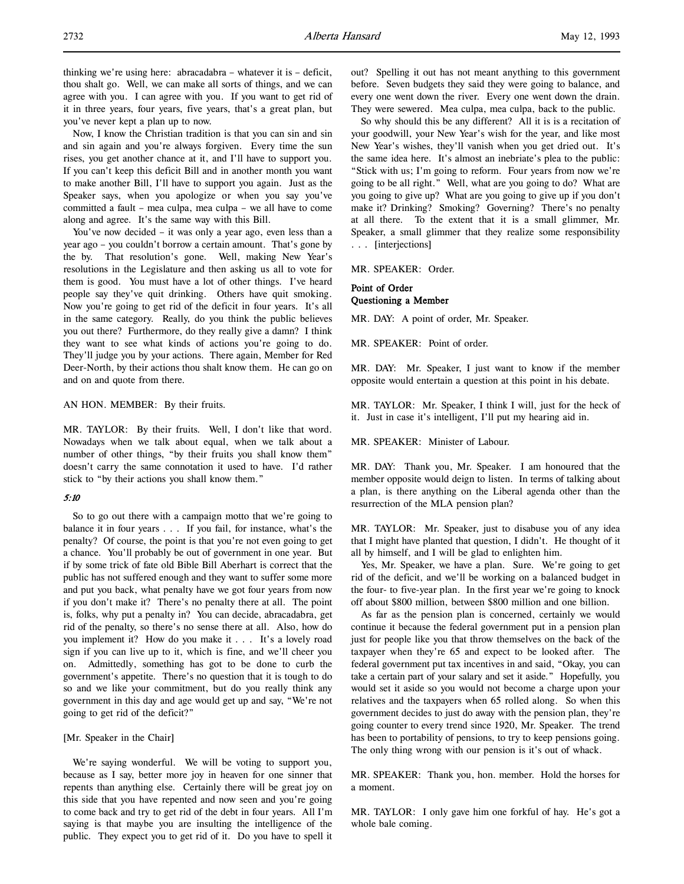thinking we're using here: abracadabra – whatever it is – deficit, thou shalt go. Well, we can make all sorts of things, and we can agree with you. I can agree with you. If you want to get rid of it in three years, four years, five years, that's a great plan, but you've never kept a plan up to now.

Now, I know the Christian tradition is that you can sin and sin and sin again and you're always forgiven. Every time the sun rises, you get another chance at it, and I'll have to support you. If you can't keep this deficit Bill and in another month you want to make another Bill, I'll have to support you again. Just as the Speaker says, when you apologize or when you say you've committed a fault – mea culpa, mea culpa – we all have to come along and agree. It's the same way with this Bill.

You've now decided – it was only a year ago, even less than a year ago – you couldn't borrow a certain amount. That's gone by the by. That resolution's gone. Well, making New Year's resolutions in the Legislature and then asking us all to vote for them is good. You must have a lot of other things. I've heard people say they've quit drinking. Others have quit smoking. Now you're going to get rid of the deficit in four years. It's all in the same category. Really, do you think the public believes you out there? Furthermore, do they really give a damn? I think they want to see what kinds of actions you're going to do. They'll judge you by your actions. There again, Member for Red Deer-North, by their actions thou shalt know them. He can go on and on and quote from there.

AN HON. MEMBER: By their fruits.

MR. TAYLOR: By their fruits. Well, I don't like that word. Nowadays when we talk about equal, when we talk about a number of other things, "by their fruits you shall know them" doesn't carry the same connotation it used to have. I'd rather stick to "by their actions you shall know them."

*5:10*

So to go out there with a campaign motto that we're going to balance it in four years . . . If you fail, for instance, what's the penalty? Of course, the point is that you're not even going to get a chance. You'll probably be out of government in one year. But if by some trick of fate old Bible Bill Aberhart is correct that the public has not suffered enough and they want to suffer some more and put you back, what penalty have we got four years from now if you don't make it? There's no penalty there at all. The point is, folks, why put a penalty in? You can decide, abracadabra, get rid of the penalty, so there's no sense there at all. Also, how do you implement it? How do you make it . . . It's a lovely road sign if you can live up to it, which is fine, and we'll cheer you on. Admittedly, something has got to be done to curb the government's appetite. There's no question that it is tough to do so and we like your commitment, but do you really think any government in this day and age would get up and say, "We're not going to get rid of the deficit?"

[Mr. Speaker in the Chair]

We're saying wonderful. We will be voting to support you, because as I say, better more joy in heaven for one sinner that repents than anything else. Certainly there will be great joy on this side that you have repented and now seen and you're going to come back and try to get rid of the debt in four years. All I'm saying is that maybe you are insulting the intelligence of the public. They expect you to get rid of it. Do you have to spell it out? Spelling it out has not meant anything to this government before. Seven budgets they said they were going to balance, and every one went down the river. Every one went down the drain. They were sewered. Mea culpa, mea culpa, back to the public.

So why should this be any different? All it is is a recitation of your goodwill, your New Year's wish for the year, and like most New Year's wishes, they'll vanish when you get dried out. It's the same idea here. It's almost an inebriate's plea to the public: "Stick with us; I'm going to reform. Four years from now we're going to be all right." Well, what are you going to do? What are you going to give up? What are you going to give up if you don't make it? Drinking? Smoking? Governing? There's no penalty at all there. To the extent that it is a small glimmer, Mr. Speaker, a small glimmer that they realize some responsibility . . . [interjections]

MR. SPEAKER: Order.

### Point of Order
### Questioning a Member

MR. DAY: A point of order, Mr. Speaker.

MR. SPEAKER: Point of order.

MR. DAY: Mr. Speaker, I just want to know if the member opposite would entertain a question at this point in his debate.

MR. TAYLOR: Mr. Speaker, I think I will, just for the heck of it. Just in case it's intelligent, I'll put my hearing aid in.

MR. SPEAKER: Minister of Labour.

MR. DAY: Thank you, Mr. Speaker. I am honoured that the member opposite would deign to listen. In terms of talking about a plan, is there anything on the Liberal agenda other than the resurrection of the MLA pension plan?

MR. TAYLOR: Mr. Speaker, just to disabuse you of any idea that I might have planted that question, I didn't. He thought of it all by himself, and I will be glad to enlighten him.

Yes, Mr. Speaker, we have a plan. Sure. We're going to get rid of the deficit, and we'll be working on a balanced budget in the four- to five-year plan. In the first year we're going to knock off about $800 million, between $800 million and one billion.

As far as the pension plan is concerned, certainly we would continue it because the federal government put in a pension plan just for people like you that throw themselves on the back of the taxpayer when they're 65 and expect to be looked after. The federal government put tax incentives in and said, "Okay, you can take a certain part of your salary and set it aside." Hopefully, you would set it aside so you would not become a charge upon your relatives and the taxpayers when 65 rolled along. So when this government decides to just do away with the pension plan, they're going counter to every trend since 1920, Mr. Speaker. The trend has been to portability of pensions, to try to keep pensions going. The only thing wrong with our pension is it's out of whack.

MR. SPEAKER: Thank you, hon. member. Hold the horses for a moment.

MR. TAYLOR: I only gave him one forkful of hay. He's got a whole bale coming.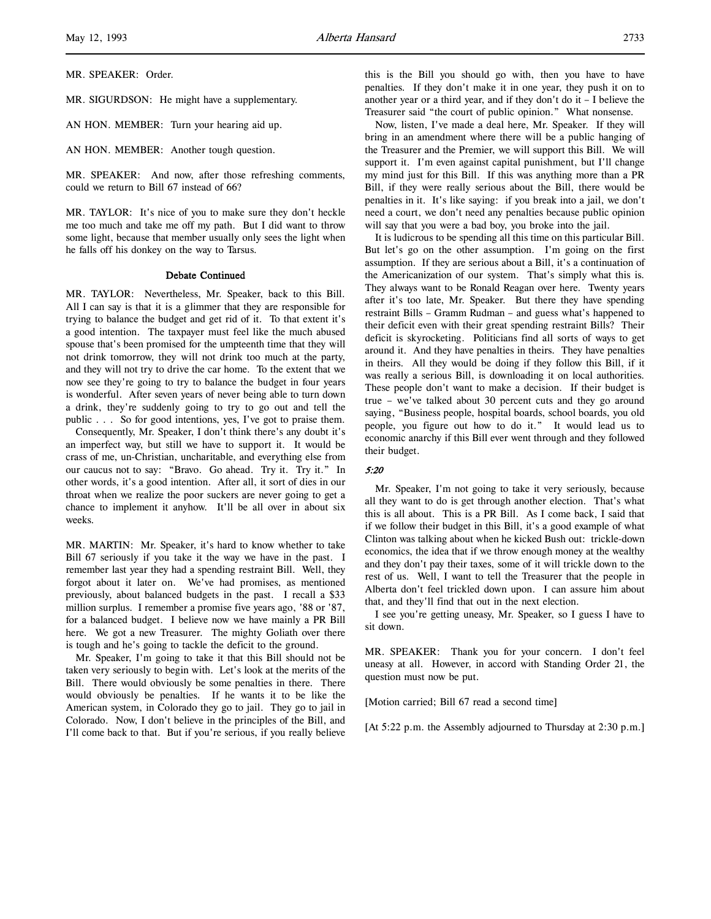MR. SPEAKER: Order.

MR. SIGURDSON: He might have a supplementary.

AN HON. MEMBER: Turn your hearing aid up.

AN HON. MEMBER: Another tough question.

MR. SPEAKER: And now, after those refreshing comments, could we return to Bill 67 instead of 66?

MR. TAYLOR: It's nice of you to make sure they don't heckle me too much and take me off my path. But I did want to throw some light, because that member usually only sees the light when he falls off his donkey on the way to Tarsus.

### Debate Continued

MR. TAYLOR: Nevertheless, Mr. Speaker, back to this Bill. All I can say is that it is a glimmer that they are responsible for trying to balance the budget and get rid of it. To that extent it's a good intention. The taxpayer must feel like the much abused spouse that's been promised for the umpteenth time that they will not drink tomorrow, they will not drink too much at the party, and they will not try to drive the car home. To the extent that we now see they're going to try to balance the budget in four years is wonderful. After seven years of never being able to turn down a drink, they're suddenly going to try to go out and tell the public . . . So for good intentions, yes, I've got to praise them.

Consequently, Mr. Speaker, I don't think there's any doubt it's an imperfect way, but still we have to support it. It would be crass of me, un-Christian, uncharitable, and everything else from our caucus not to say: "Bravo. Go ahead. Try it. Try it." In other words, it's a good intention. After all, it sort of dies in our throat when we realize the poor suckers are never going to get a chance to implement it anyhow. It'll be all over in about six weeks.

MR. MARTIN: Mr. Speaker, it's hard to know whether to take Bill 67 seriously if you take it the way we have in the past. I remember last year they had a spending restraint Bill. Well, they forgot about it later on. We've had promises, as mentioned previously, about balanced budgets in the past. I recall a $33 million surplus. I remember a promise five years ago, '88 or '87, for a balanced budget. I believe now we have mainly a PR Bill here. We got a new Treasurer. The mighty Goliath over there is tough and he's going to tackle the deficit to the ground.

Mr. Speaker, I'm going to take it that this Bill should not be taken very seriously to begin with. Let's look at the merits of the Bill. There would obviously be some penalties in there. There would obviously be penalties. If he wants it to be like the American system, in Colorado they go to jail. They go to jail in Colorado. Now, I don't believe in the principles of the Bill, and I'll come back to that. But if you're serious, if you really believe this is the Bill you should go with, then you have to have penalties. If they don't make it in one year, they push it on to another year or a third year, and if they don't do it – I believe the Treasurer said "the court of public opinion." What nonsense.

Now, listen, I've made a deal here, Mr. Speaker. If they will bring in an amendment where there will be a public hanging of the Treasurer and the Premier, we will support this Bill. We will support it. I'm even against capital punishment, but I'll change my mind just for this Bill. If this was anything more than a PR Bill, if they were really serious about the Bill, there would be penalties in it. It's like saying: if you break into a jail, we don't need a court, we don't need any penalties because public opinion will say that you were a bad boy, you broke into the jail.

It is ludicrous to be spending all this time on this particular Bill. But let's go on the other assumption. I'm going on the first assumption. If they are serious about a Bill, it's a continuation of the Americanization of our system. That's simply what this is. They always want to be Ronald Reagan over here. Twenty years after it's too late, Mr. Speaker. But there they have spending restraint Bills – Gramm Rudman – and guess what's happened to their deficit even with their great spending restraint Bills? Their deficit is skyrocketing. Politicians find all sorts of ways to get around it. And they have penalties in theirs. They have penalties in theirs. All they would be doing if they follow this Bill, if it was really a serious Bill, is downloading it on local authorities. These people don't want to make a decision. If their budget is true – we've talked about 30 percent cuts and they go around saying, "Business people, hospital boards, school boards, you old people, you figure out how to do it." It would lead us to economic anarchy if this Bill ever went through and they followed their budget.

*5:20*

Mr. Speaker, I'm not going to take it very seriously, because all they want to do is get through another election. That's what this is all about. This is a PR Bill. As I come back, I said that if we follow their budget in this Bill, it's a good example of what Clinton was talking about when he kicked Bush out: trickle-down economics, the idea that if we throw enough money at the wealthy and they don't pay their taxes, some of it will trickle down to the rest of us. Well, I want to tell the Treasurer that the people in Alberta don't feel trickled down upon. I can assure him about that, and they'll find that out in the next election.

I see you're getting uneasy, Mr. Speaker, so I guess I have to sit down.

MR. SPEAKER: Thank you for your concern. I don't feel uneasy at all. However, in accord with Standing Order 21, the question must now be put.

[Motion carried; Bill 67 read a second time]

[At 5:22 p.m. the Assembly adjourned to Thursday at 2:30 p.m.]